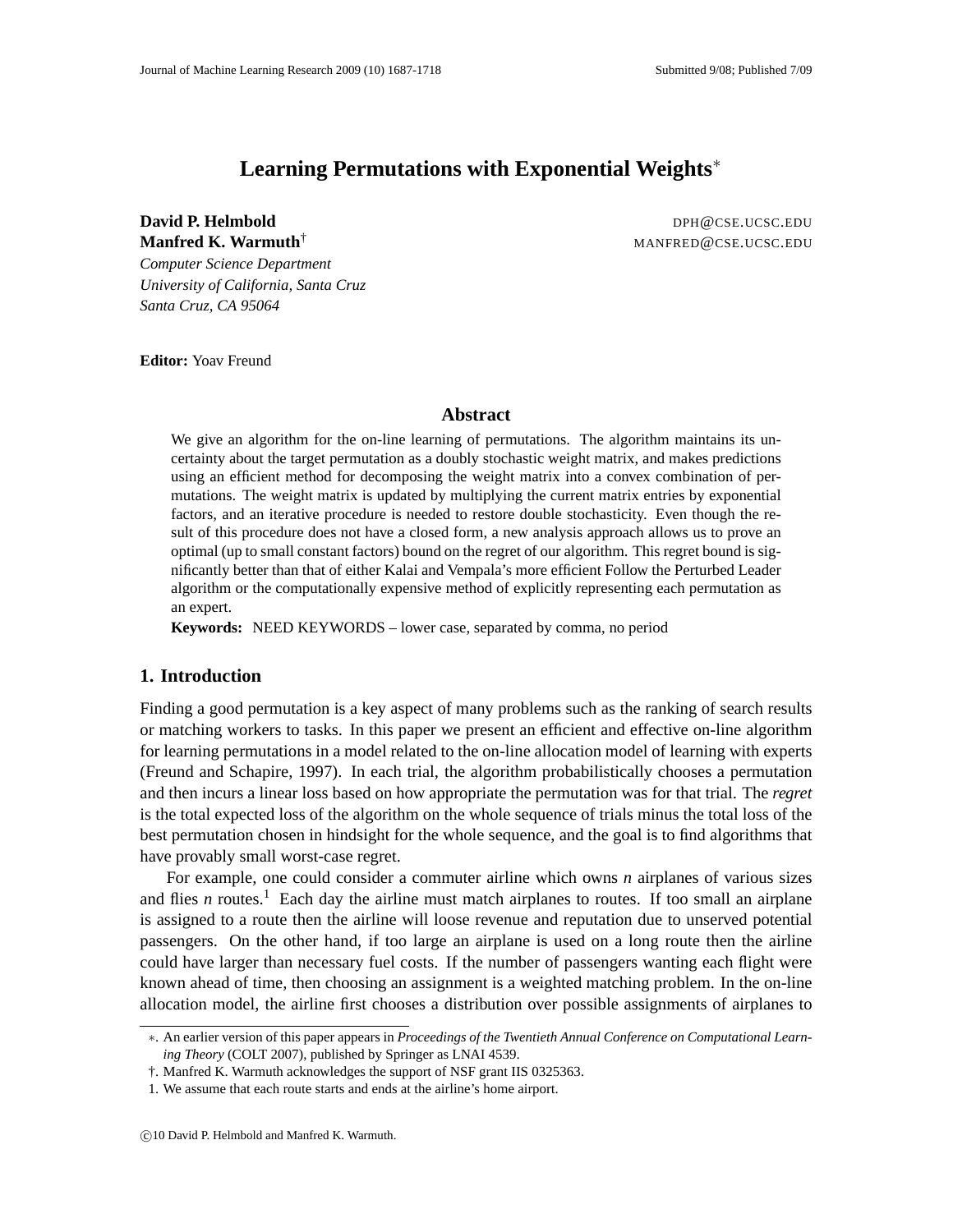# Learning Permutations with Exponential Weights*

**David P. Helmbold** DPH@CSE.UCSC.EDU
**Manfred K. Warmuth**† MANFRED@CSE.UCSC.EDU
*Computer Science Department*
*University of California, Santa Cruz*
*Santa Cruz, CA 95064*

**Editor:** Yoav Freund

## Abstract

We give an algorithm for the on-line learning of permutations. The algorithm maintains its uncertainty about the target permutation as a doubly stochastic weight matrix, and makes predictions using an efficient method for decomposing the weight matrix into a convex combination of permutations. The weight matrix is updated by multiplying the current matrix entries by exponential factors, and an iterative procedure is needed to restore double stochasticity. Even though the result of this procedure does not have a closed form, a new analysis approach allows us to prove an optimal (up to small constant factors) bound on the regret of our algorithm. This regret bound is significantly better than that of either Kalai and Vempala's more efficient Follow the Perturbed Leader algorithm or the computationally expensive method of explicitly representing each permutation as an expert.

**Keywords:** NEED KEYWORDS – lower case, separated by comma, no period

## 1. Introduction

Finding a good permutation is a key aspect of many problems such as the ranking of search results or matching workers to tasks. In this paper we present an efficient and effective on-line algorithm for learning permutations in a model related to the on-line allocation model of learning with experts (Freund and Schapire, 1997). In each trial, the algorithm probabilistically chooses a permutation and then incurs a linear loss based on how appropriate the permutation was for that trial. The *regret* is the total expected loss of the algorithm on the whole sequence of trials minus the total loss of the best permutation chosen in hindsight for the whole sequence, and the goal is to find algorithms that have provably small worst-case regret.

For example, one could consider a commuter airline which owns $n$ airplanes of various sizes and flies $n$ routes.[1] Each day the airline must match airplanes to routes. If too small an airplane is assigned to a route then the airline will loose revenue and reputation due to unserved potential passengers. On the other hand, if too large an airplane is used on a long route then the airline could have larger than necessary fuel costs. If the number of passengers wanting each flight were known ahead of time, then choosing an assignment is a weighted matching problem. In the on-line allocation model, the airline first chooses a distribution over possible assignments of airplanes to

---

*. An earlier version of this paper appears in *Proceedings of the Twentieth Annual Conference on Computational Learning Theory* (COLT 2007), published by Springer as LNAI 4539.

†. Manfred K. Warmuth acknowledges the support of NSF grant IIS 0325363.

1. We assume that each route starts and ends at the airline's home airport.

©10 David P. Helmbold and Manfred K. Warmuth.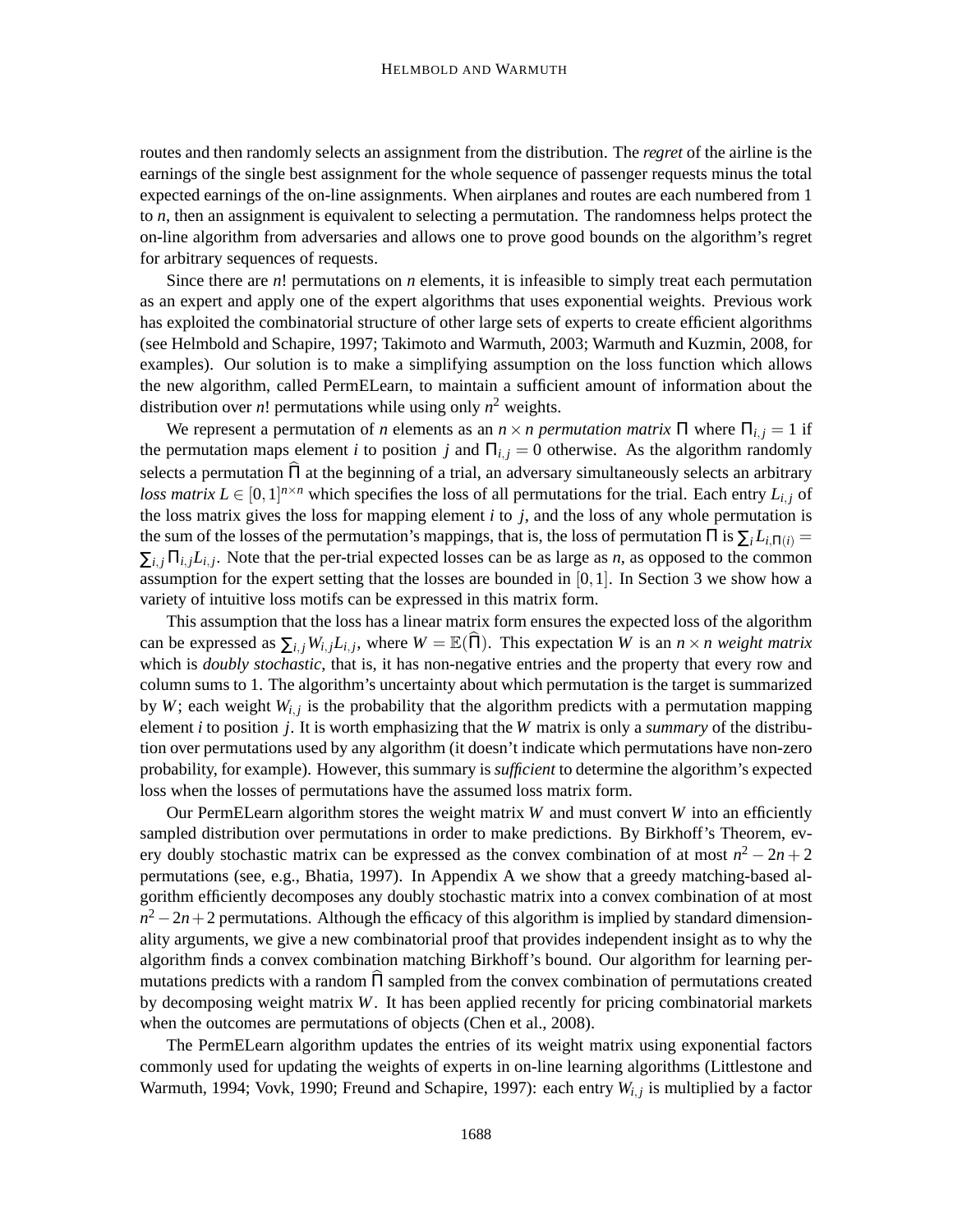routes and then randomly selects an assignment from the distribution. The *regret* of the airline is the earnings of the single best assignment for the whole sequence of passenger requests minus the total expected earnings of the on-line assignments. When airplanes and routes are each numbered from 1 to $n$, then an assignment is equivalent to selecting a permutation. The randomness helps protect the on-line algorithm from adversaries and allows one to prove good bounds on the algorithm's regret for arbitrary sequences of requests.

Since there are $n!$ permutations on $n$ elements, it is infeasible to simply treat each permutation as an expert and apply one of the expert algorithms that uses exponential weights. Previous work has exploited the combinatorial structure of other large sets of experts to create efficient algorithms (see Helmbold and Schapire, 1997; Takimoto and Warmuth, 2003; Warmuth and Kuzmin, 2008, for examples). Our solution is to make a simplifying assumption on the loss function which allows the new algorithm, called PermELearn, to maintain a sufficient amount of information about the distribution over $n!$ permutations while using only $n^2$ weights.

We represent a permutation of $n$ elements as an $n \times n$ *permutation matrix* $\Pi$ where $\Pi_{i,j} = 1$ if the permutation maps element $i$ to position $j$ and $\Pi_{i,j} = 0$ otherwise. As the algorithm randomly selects a permutation $\widehat{\Pi}$ at the beginning of a trial, an adversary simultaneously selects an arbitrary *loss matrix* $L \in [0,1]^{n \times n}$ which specifies the loss of all permutations for the trial. Each entry $L_{i,j}$ of the loss matrix gives the loss for mapping element $i$ to $j$, and the loss of any whole permutation is the sum of the losses of the permutation's mappings, that is, the loss of permutation $\Pi$ is $\sum_i L_{i,\Pi(i)} = \sum_{i,j} \Pi_{i,j} L_{i,j}$. Note that the per-trial expected losses can be as large as $n$, as opposed to the common assumption for the expert setting that the losses are bounded in $[0,1]$. In Section 3 we show how a variety of intuitive loss motifs can be expressed in this matrix form.

This assumption that the loss has a linear matrix form ensures the expected loss of the algorithm can be expressed as $\sum_{i,j} W_{i,j} L_{i,j}$, where $W = \mathbb{E}(\widehat{\Pi})$. This expectation $W$ is an $n \times n$ *weight matrix* which is *doubly stochastic*, that is, it has non-negative entries and the property that every row and column sums to 1. The algorithm's uncertainty about which permutation is the target is summarized by $W$; each weight $W_{i,j}$ is the probability that the algorithm predicts with a permutation mapping element $i$ to position $j$. It is worth emphasizing that the $W$ matrix is only a *summary* of the distribution over permutations used by any algorithm (it doesn't indicate which permutations have non-zero probability, for example). However, this summary is *sufficient* to determine the algorithm's expected loss when the losses of permutations have the assumed loss matrix form.

Our PermELearn algorithm stores the weight matrix $W$ and must convert $W$ into an efficiently sampled distribution over permutations in order to make predictions. By Birkhoff's Theorem, every doubly stochastic matrix can be expressed as the convex combination of at most $n^2 - 2n + 2$ permutations (see, e.g., Bhatia, 1997). In Appendix A we show that a greedy matching-based algorithm efficiently decomposes any doubly stochastic matrix into a convex combination of at most $n^2 - 2n + 2$ permutations. Although the efficacy of this algorithm is implied by standard dimensionality arguments, we give a new combinatorial proof that provides independent insight as to why the algorithm finds a convex combination matching Birkhoff's bound. Our algorithm for learning permutations predicts with a random $\widehat{\Pi}$ sampled from the convex combination of permutations created by decomposing weight matrix $W$. It has been applied recently for pricing combinatorial markets when the outcomes are permutations of objects (Chen et al., 2008).

The PermELearn algorithm updates the entries of its weight matrix using exponential factors commonly used for updating the weights of experts in on-line learning algorithms (Littlestone and Warmuth, 1994; Vovk, 1990; Freund and Schapire, 1997): each entry $W_{i,j}$ is multiplied by a factor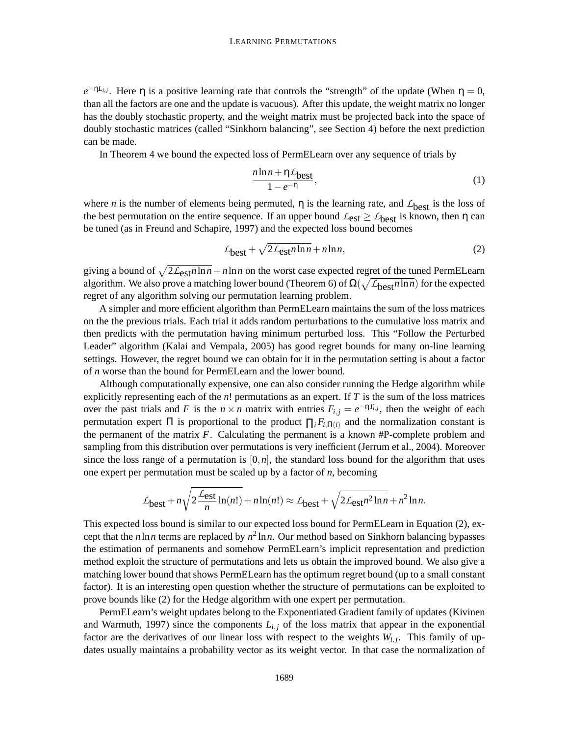$e^{-\eta L_{i,j}}$. Here $\eta$ is a positive learning rate that controls the "strength" of the update (When $\eta = 0$, than all the factors are one and the update is vacuous). After this update, the weight matrix no longer has the doubly stochastic property, and the weight matrix must be projected back into the space of doubly stochastic matrices (called "Sinkhorn balancing", see Section 4) before the next prediction can be made.

In Theorem 4 we bound the expected loss of PermELearn over any sequence of trials by

$$\frac{n \ln n + \eta \mathcal{L}_{\text{best}}}{1 - e^{-\eta}}, \tag{1}$$

where $n$ is the number of elements being permuted, $\eta$ is the learning rate, and $\mathcal{L}_{\text{best}}$ is the loss of the best permutation on the entire sequence. If an upper bound $\mathcal{L}_{\text{est}} \geq \mathcal{L}_{\text{best}}$ is known, then $\eta$ can be tuned (as in Freund and Schapire, 1997) and the expected loss bound becomes

$$\mathcal{L}_{\text{best}} + \sqrt{2\mathcal{L}_{\text{est}} n \ln n} + n \ln n, \tag{2}$$

giving a bound of $\sqrt{2\mathcal{L}_{\text{est}} n \ln n} + n \ln n$ on the worst case expected regret of the tuned PermELearn algorithm. We also prove a matching lower bound (Theorem 6) of $\Omega(\sqrt{\mathcal{L}_{\text{best}} n \ln n})$ for the expected regret of any algorithm solving our permutation learning problem.

A simpler and more efficient algorithm than PermELearn maintains the sum of the loss matrices on the the previous trials. Each trial it adds random perturbations to the cumulative loss matrix and then predicts with the permutation having minimum perturbed loss. This "Follow the Perturbed Leader" algorithm (Kalai and Vempala, 2005) has good regret bounds for many on-line learning settings. However, the regret bound we can obtain for it in the permutation setting is about a factor of $n$ worse than the bound for PermELearn and the lower bound.

Although computationally expensive, one can also consider running the Hedge algorithm while explicitly representing each of the $n!$ permutations as an expert. If $T$ is the sum of the loss matrices over the past trials and $F$ is the $n \times n$ matrix with entries $F_{i,j} = e^{-\eta T_{i,j}}$, then the weight of each permutation expert $\Pi$ is proportional to the product $\prod_i F_{i,\Pi(i)}$ and the normalization constant is the permanent of the matrix $F$. Calculating the permanent is a known #P-complete problem and sampling from this distribution over permutations is very inefficient (Jerrum et al., 2004). Moreover since the loss range of a permutation is $[0, n]$, the standard loss bound for the algorithm that uses one expert per permutation must be scaled up by a factor of $n$, becoming

$$\mathcal{L}_{\text{best}} + n\sqrt{2\frac{\mathcal{L}_{\text{est}}}{n}\ln(n!)} + n\ln(n!) \approx \mathcal{L}_{\text{best}} + \sqrt{2\mathcal{L}_{\text{est}} n^2 \ln n} + n^2 \ln n.$$

This expected loss bound is similar to our expected loss bound for PermELearn in Equation (2), except that the $n \ln n$ terms are replaced by $n^2 \ln n$. Our method based on Sinkhorn balancing bypasses the estimation of permanents and somehow PermELearn's implicit representation and prediction method exploit the structure of permutations and lets us obtain the improved bound. We also give a matching lower bound that shows PermELearn has the optimum regret bound (up to a small constant factor). It is an interesting open question whether the structure of permutations can be exploited to prove bounds like (2) for the Hedge algorithm with one expert per permutation.

PermELearn's weight updates belong to the Exponentiated Gradient family of updates (Kivinen and Warmuth, 1997) since the components $L_{i,j}$ of the loss matrix that appear in the exponential factor are the derivatives of our linear loss with respect to the weights $W_{i,j}$. This family of updates usually maintains a probability vector as its weight vector. In that case the normalization of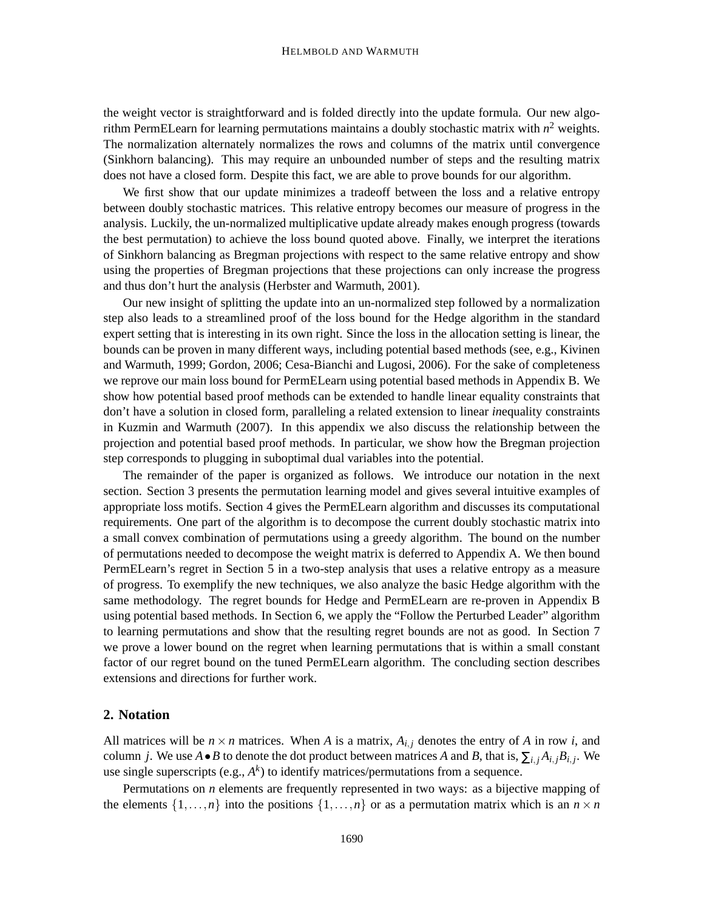the weight vector is straightforward and is folded directly into the update formula. Our new algorithm PermELearn for learning permutations maintains a doubly stochastic matrix with $n^2$ weights. The normalization alternately normalizes the rows and columns of the matrix until convergence (Sinkhorn balancing). This may require an unbounded number of steps and the resulting matrix does not have a closed form. Despite this fact, we are able to prove bounds for our algorithm.

We first show that our update minimizes a tradeoff between the loss and a relative entropy between doubly stochastic matrices. This relative entropy becomes our measure of progress in the analysis. Luckily, the un-normalized multiplicative update already makes enough progress (towards the best permutation) to achieve the loss bound quoted above. Finally, we interpret the iterations of Sinkhorn balancing as Bregman projections with respect to the same relative entropy and show using the properties of Bregman projections that these projections can only increase the progress and thus don't hurt the analysis (Herbster and Warmuth, 2001).

Our new insight of splitting the update into an un-normalized step followed by a normalization step also leads to a streamlined proof of the loss bound for the Hedge algorithm in the standard expert setting that is interesting in its own right. Since the loss in the allocation setting is linear, the bounds can be proven in many different ways, including potential based methods (see, e.g., Kivinen and Warmuth, 1999; Gordon, 2006; Cesa-Bianchi and Lugosi, 2006). For the sake of completeness we reprove our main loss bound for PermELearn using potential based methods in Appendix B. We show how potential based proof methods can be extended to handle linear equality constraints that don't have a solution in closed form, paralleling a related extension to linear *in*equality constraints in Kuzmin and Warmuth (2007). In this appendix we also discuss the relationship between the projection and potential based proof methods. In particular, we show how the Bregman projection step corresponds to plugging in suboptimal dual variables into the potential.

The remainder of the paper is organized as follows. We introduce our notation in the next section. Section 3 presents the permutation learning model and gives several intuitive examples of appropriate loss motifs. Section 4 gives the PermELearn algorithm and discusses its computational requirements. One part of the algorithm is to decompose the current doubly stochastic matrix into a small convex combination of permutations using a greedy algorithm. The bound on the number of permutations needed to decompose the weight matrix is deferred to Appendix A. We then bound PermELearn's regret in Section 5 in a two-step analysis that uses a relative entropy as a measure of progress. To exemplify the new techniques, we also analyze the basic Hedge algorithm with the same methodology. The regret bounds for Hedge and PermELearn are re-proven in Appendix B using potential based methods. In Section 6, we apply the "Follow the Perturbed Leader" algorithm to learning permutations and show that the resulting regret bounds are not as good. In Section 7 we prove a lower bound on the regret when learning permutations that is within a small constant factor of our regret bound on the tuned PermELearn algorithm. The concluding section describes extensions and directions for further work.

## 2. Notation

All matrices will be $n \times n$ matrices. When $A$ is a matrix, $A_{i,j}$ denotes the entry of $A$ in row $i$, and column $j$. We use $A \bullet B$ to denote the dot product between matrices $A$ and $B$, that is, $\sum_{i,j} A_{i,j} B_{i,j}$. We use single superscripts (e.g., $A^k$) to identify matrices/permutations from a sequence.

Permutations on $n$ elements are frequently represented in two ways: as a bijective mapping of the elements $\{1, \ldots, n\}$ into the positions $\{1, \ldots, n\}$ or as a permutation matrix which is an $n \times n$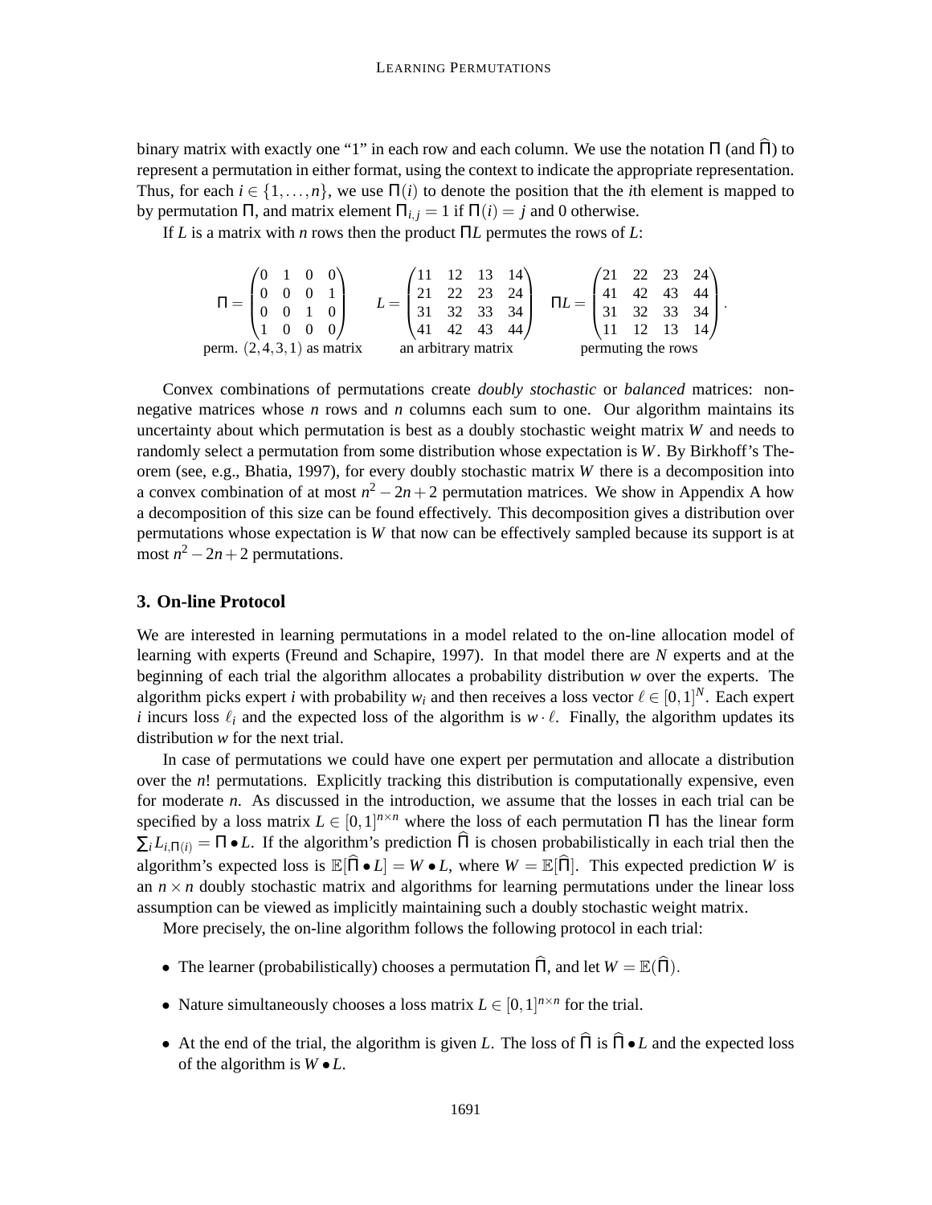binary matrix with exactly one "1" in each row and each column. We use the notation $\Pi$ (and $\widehat{\Pi}$) to represent a permutation in either format, using the context to indicate the appropriate representation. Thus, for each $i \in \{1, \dots, n\}$, we use $\Pi(i)$ to denote the position that the $i$th element is mapped to by permutation $\Pi$, and matrix element $\Pi_{i,j} = 1$ if $\Pi(i) = j$ and 0 otherwise.

If $L$ is a matrix with $n$ rows then the product $\Pi L$ permutes the rows of $L$:

$$\underset{\text{perm. } (2,4,3,1) \text{ as matrix}}{\Pi = \begin{pmatrix} 0 & 1 & 0 & 0 \\ 0 & 0 & 0 & 1 \\ 0 & 0 & 1 & 0 \\ 1 & 0 & 0 & 0 \end{pmatrix}} \quad \underset{\text{an arbitrary matrix}}{L = \begin{pmatrix} 11 & 12 & 13 & 14 \\ 21 & 22 & 23 & 24 \\ 31 & 32 & 33 & 34 \\ 41 & 42 & 43 & 44 \end{pmatrix}} \quad \underset{\text{permuting the rows}}{\Pi L = \begin{pmatrix} 21 & 22 & 23 & 24 \\ 41 & 42 & 43 & 44 \\ 31 & 32 & 33 & 34 \\ 11 & 12 & 13 & 14 \end{pmatrix}}.$$

Convex combinations of permutations create *doubly stochastic* or *balanced* matrices: non-negative matrices whose $n$ rows and $n$ columns each sum to one. Our algorithm maintains its uncertainty about which permutation is best as a doubly stochastic weight matrix $W$ and needs to randomly select a permutation from some distribution whose expectation is $W$. By Birkhoff's Theorem (see, e.g., Bhatia, 1997), for every doubly stochastic matrix $W$ there is a decomposition into a convex combination of at most $n^2 - 2n + 2$ permutation matrices. We show in Appendix A how a decomposition of this size can be found effectively. This decomposition gives a distribution over permutations whose expectation is $W$ that now can be effectively sampled because its support is at most $n^2 - 2n + 2$ permutations.

## 3. On-line Protocol

We are interested in learning permutations in a model related to the on-line allocation model of learning with experts (Freund and Schapire, 1997). In that model there are $N$ experts and at the beginning of each trial the algorithm allocates a probability distribution $w$ over the experts. The algorithm picks expert $i$ with probability $w_i$ and then receives a loss vector $\ell \in [0,1]^N$. Each expert $i$ incurs loss $\ell_i$ and the expected loss of the algorithm is $w \cdot \ell$. Finally, the algorithm updates its distribution $w$ for the next trial.

In case of permutations we could have one expert per permutation and allocate a distribution over the $n$! permutations. Explicitly tracking this distribution is computationally expensive, even for moderate $n$. As discussed in the introduction, we assume that the losses in each trial can be specified by a loss matrix $L \in [0,1]^{n \times n}$ where the loss of each permutation $\Pi$ has the linear form $\sum_i L_{i,\Pi(i)} = \Pi \bullet L$. If the algorithm's prediction $\widehat{\Pi}$ is chosen probabilistically in each trial then the algorithm's expected loss is $\mathbb{E}[\widehat{\Pi} \bullet L] = W \bullet L$, where $W = \mathbb{E}[\widehat{\Pi}]$. This expected prediction $W$ is an $n \times n$ doubly stochastic matrix and algorithms for learning permutations under the linear loss assumption can be viewed as implicitly maintaining such a doubly stochastic weight matrix.

More precisely, the on-line algorithm follows the following protocol in each trial:

- The learner (probabilistically) chooses a permutation $\widehat{\Pi}$, and let $W = \mathbb{E}(\widehat{\Pi})$.
- Nature simultaneously chooses a loss matrix $L \in [0,1]^{n \times n}$ for the trial.
- At the end of the trial, the algorithm is given $L$. The loss of $\widehat{\Pi}$ is $\widehat{\Pi} \bullet L$ and the expected loss of the algorithm is $W \bullet L$.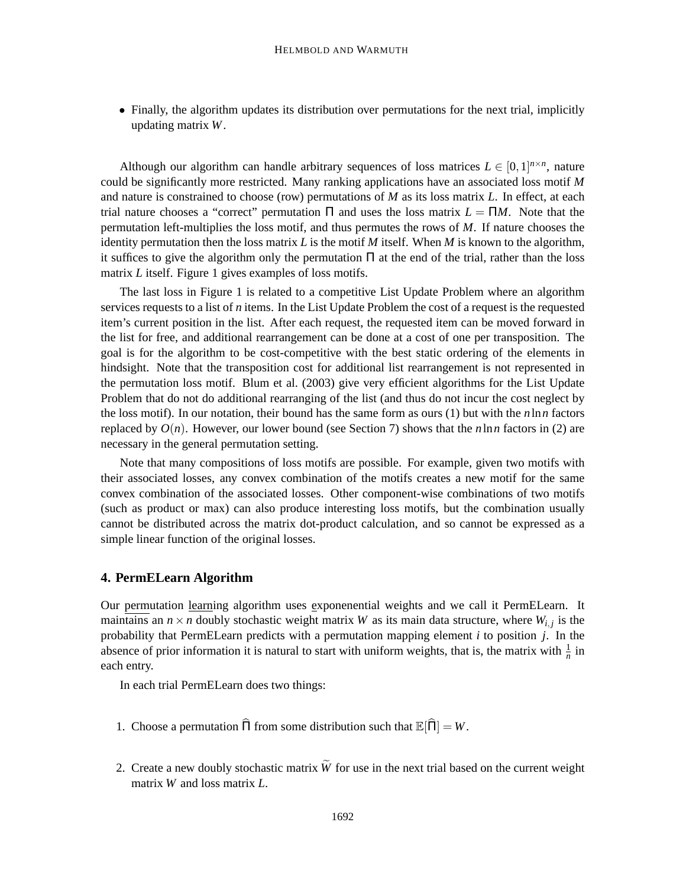- Finally, the algorithm updates its distribution over permutations for the next trial, implicitly updating matrix $W$.

Although our algorithm can handle arbitrary sequences of loss matrices $L \in [0,1]^{n\times n}$, nature could be significantly more restricted. Many ranking applications have an associated loss motif $M$ and nature is constrained to choose (row) permutations of $M$ as its loss matrix $L$. In effect, at each trial nature chooses a "correct" permutation $\Pi$ and uses the loss matrix $L = \Pi M$. Note that the permutation left-multiplies the loss motif, and thus permutes the rows of $M$. If nature chooses the identity permutation then the loss matrix $L$ is the motif $M$ itself. When $M$ is known to the algorithm, it suffices to give the algorithm only the permutation $\Pi$ at the end of the trial, rather than the loss matrix $L$ itself. Figure 1 gives examples of loss motifs.

The last loss in Figure 1 is related to a competitive List Update Problem where an algorithm services requests to a list of $n$ items. In the List Update Problem the cost of a request is the requested item's current position in the list. After each request, the requested item can be moved forward in the list for free, and additional rearrangement can be done at a cost of one per transposition. The goal is for the algorithm to be cost-competitive with the best static ordering of the elements in hindsight. Note that the transposition cost for additional list rearrangement is not represented in the permutation loss motif. Blum et al. (2003) give very efficient algorithms for the List Update Problem that do not do additional rearranging of the list (and thus do not incur the cost neglect by the loss motif). In our notation, their bound has the same form as ours (1) but with the $n \ln n$ factors replaced by $O(n)$. However, our lower bound (see Section 7) shows that the $n \ln n$ factors in (2) are necessary in the general permutation setting.

Note that many compositions of loss motifs are possible. For example, given two motifs with their associated losses, any convex combination of the motifs creates a new motif for the same convex combination of the associated losses. Other component-wise combinations of two motifs (such as product or max) can also produce interesting loss motifs, but the combination usually cannot be distributed across the matrix dot-product calculation, and so cannot be expressed as a simple linear function of the original losses.

## 4. PermELearn Algorithm

Our permutation learning algorithm uses exponenential weights and we call it PermELearn. It maintains an $n \times n$ doubly stochastic weight matrix $W$ as its main data structure, where $W_{i,j}$ is the probability that PermELearn predicts with a permutation mapping element $i$ to position $j$. In the absence of prior information it is natural to start with uniform weights, that is, the matrix with $\frac{1}{n}$ in each entry.

In each trial PermELearn does two things:

1. Choose a permutation $\widehat{\Pi}$ from some distribution such that $\mathbb{E}[\widehat{\Pi}] = W$.

2. Create a new doubly stochastic matrix $\widetilde{W}$ for use in the next trial based on the current weight matrix $W$ and loss matrix $L$.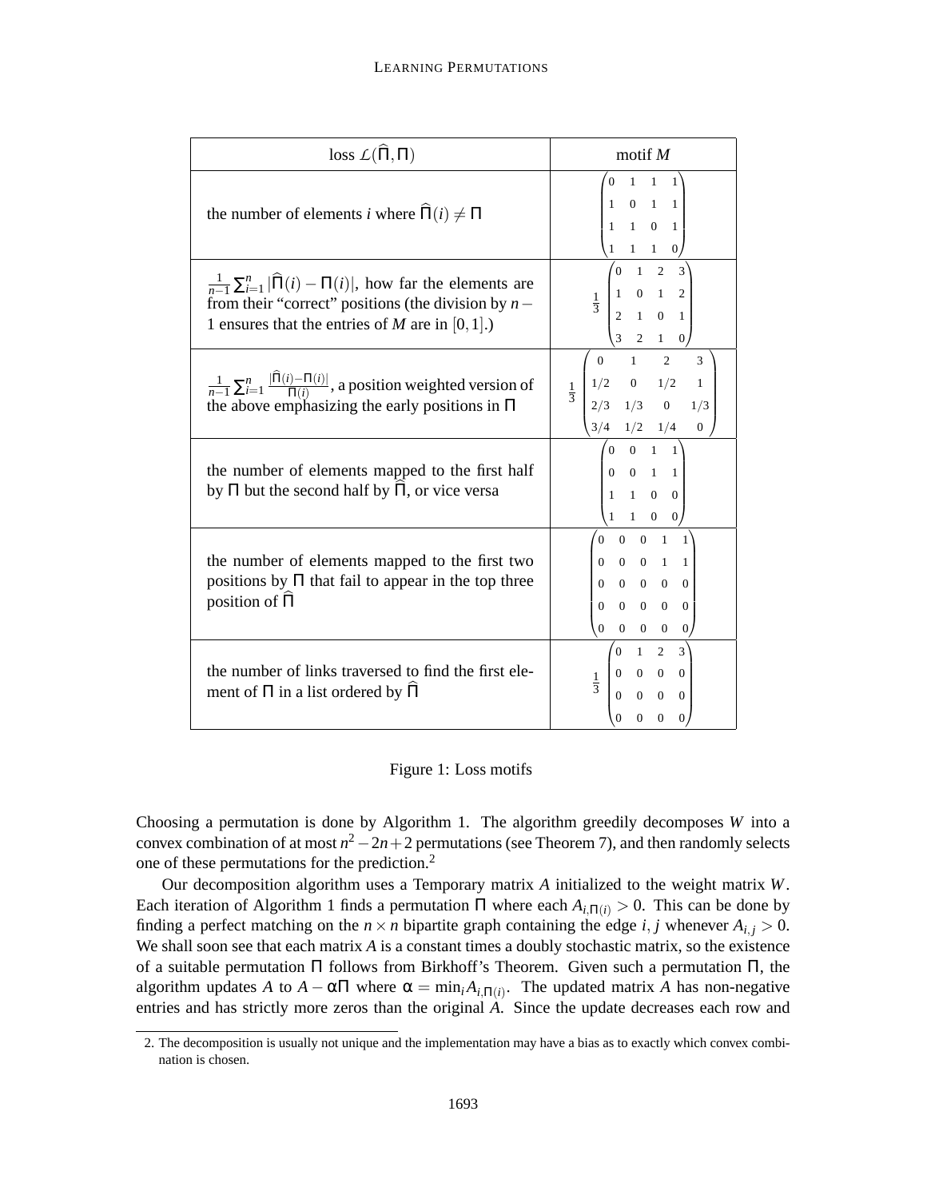| loss $\mathcal{L}(\widehat{\Pi}, \Pi)$ | motif $M$ |
|---|---|
| the number of elements $i$ where $\widehat{\Pi}(i) \neq \Pi$ | $\begin{pmatrix} 0 & 1 & 1 & 1 \\ 1 & 0 & 1 & 1 \\ 1 & 1 & 0 & 1 \\ 1 & 1 & 1 & 0 \end{pmatrix}$ |
| $\frac{1}{n-1}\sum_{i=1}^{n} \lvert\widehat{\Pi}(i) - \Pi(i)\rvert$, how far the elements are from their "correct" positions (the division by $n-1$ ensures that the entries of $M$ are in $[0,1]$.) | $\frac{1}{3}\begin{pmatrix} 0 & 1 & 2 & 3 \\ 1 & 0 & 1 & 2 \\ 2 & 1 & 0 & 1 \\ 3 & 2 & 1 & 0 \end{pmatrix}$ |
| $\frac{1}{n-1}\sum_{i=1}^{n} \frac{\lvert\widehat{\Pi}(i) - \Pi(i)\rvert}{\Pi(i)}$, a position weighted version of the above emphasizing the early positions in $\Pi$ | $\frac{1}{3}\begin{pmatrix} 0 & 1 & 2 & 3 \\ 1/2 & 0 & 1/2 & 1 \\ 2/3 & 1/3 & 0 & 1/3 \\ 3/4 & 1/2 & 1/4 & 0 \end{pmatrix}$ |
| the number of elements mapped to the first half by $\Pi$ but the second half by $\widehat{\Pi}$, or vice versa | $\begin{pmatrix} 0 & 0 & 1 & 1 \\ 0 & 0 & 1 & 1 \\ 1 & 1 & 0 & 0 \\ 1 & 1 & 0 & 0 \end{pmatrix}$ |
| the number of elements mapped to the first two positions by $\Pi$ that fail to appear in the top three position of $\widehat{\Pi}$ | $\begin{pmatrix} 0 & 0 & 0 & 1 & 1 \\ 0 & 0 & 0 & 1 & 1 \\ 0 & 0 & 0 & 0 & 0 \\ 0 & 0 & 0 & 0 & 0 \\ 0 & 0 & 0 & 0 & 0 \end{pmatrix}$ |
| the number of links traversed to find the first element of $\Pi$ in a list ordered by $\widehat{\Pi}$ | $\frac{1}{3}\begin{pmatrix} 0 & 1 & 2 & 3 \\ 0 & 0 & 0 & 0 \\ 0 & 0 & 0 & 0 \\ 0 & 0 & 0 & 0 \end{pmatrix}$ |

Figure 1: Loss motifs

Choosing a permutation is done by Algorithm 1. The algorithm greedily decomposes $W$ into a convex combination of at most $n^2 - 2n + 2$ permutations (see Theorem 7), and then randomly selects one of these permutations for the prediction.[2]

Our decomposition algorithm uses a Temporary matrix $A$ initialized to the weight matrix $W$. Each iteration of Algorithm 1 finds a permutation $\Pi$ where each $A_{i,\Pi(i)} > 0$. This can be done by finding a perfect matching on the $n \times n$ bipartite graph containing the edge $i, j$ whenever $A_{i,j} > 0$. We shall soon see that each matrix $A$ is a constant times a doubly stochastic matrix, so the existence of a suitable permutation $\Pi$ follows from Birkhoff's Theorem. Given such a permutation $\Pi$, the algorithm updates $A$ to $A - \alpha\Pi$ where $\alpha = \min_i A_{i,\Pi(i)}$. The updated matrix $A$ has non-negative entries and has strictly more zeros than the original $A$. Since the update decreases each row and

2. The decomposition is usually not unique and the implementation may have a bias as to exactly which convex combination is chosen.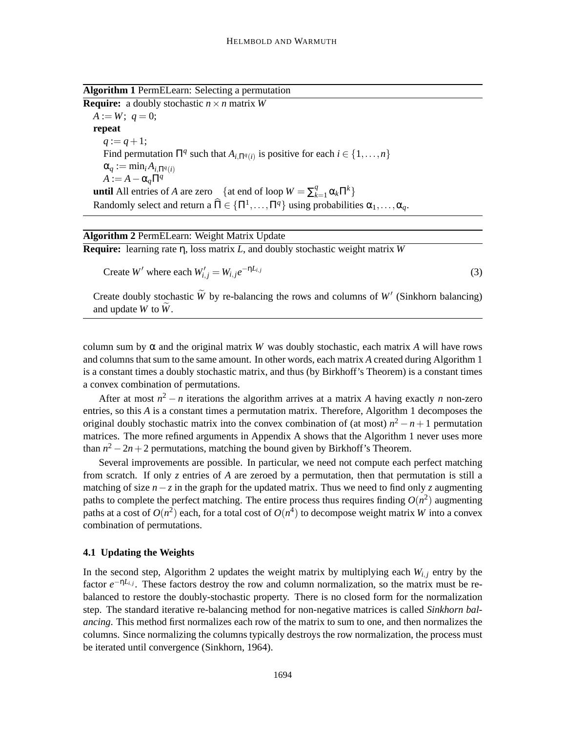**Algorithm 1** PermELearn: Selecting a permutation

**Require:** a doubly stochastic $n \times n$ matrix $W$

```
A := W;  q = 0;
repeat
    q := q + 1;
    Find permutation Π^q such that A_{i,Π^q(i)} is positive for each i ∈ {1,...,n}
    α_q := min_i A_{i,Π^q(i)}
    A := A − α_q Π^q
until All entries of A are zero    {at end of loop W = Σ_{k=1}^q α_k Π^k}
Randomly select and return a Π̂ ∈ {Π^1,...,Π^q} using probabilities α_1,...,α_q.
```

**Algorithm 2** PermELearn: Weight Matrix Update

**Require:** learning rate $\eta$, loss matrix $L$, and doubly stochastic weight matrix $W$

Create $W'$ where each $W'_{i,j} = W_{i,j} e^{-\eta L_{i,j}}$ (3)

Create doubly stochastic $\widetilde{W}$ by re-balancing the rows and columns of $W'$ (Sinkhorn balancing) and update $W$ to $\widetilde{W}$.

column sum by $\alpha$ and the original matrix $W$ was doubly stochastic, each matrix $A$ will have rows and columns that sum to the same amount. In other words, each matrix $A$ created during Algorithm 1 is a constant times a doubly stochastic matrix, and thus (by Birkhoff's Theorem) is a constant times a convex combination of permutations.

After at most $n^2 - n$ iterations the algorithm arrives at a matrix $A$ having exactly $n$ non-zero entries, so this $A$ is a constant times a permutation matrix. Therefore, Algorithm 1 decomposes the original doubly stochastic matrix into the convex combination of (at most) $n^2 - n + 1$ permutation matrices. The more refined arguments in Appendix A shows that the Algorithm 1 never uses more than $n^2 - 2n + 2$ permutations, matching the bound given by Birkhoff's Theorem.

Several improvements are possible. In particular, we need not compute each perfect matching from scratch. If only $z$ entries of $A$ are zeroed by a permutation, then that permutation is still a matching of size $n - z$ in the graph for the updated matrix. Thus we need to find only $z$ augmenting paths to complete the perfect matching. The entire process thus requires finding $O(n^2)$ augmenting paths at a cost of $O(n^2)$ each, for a total cost of $O(n^4)$ to decompose weight matrix $W$ into a convex combination of permutations.

### 4.1 Updating the Weights

In the second step, Algorithm 2 updates the weight matrix by multiplying each $W_{i,j}$ entry by the factor $e^{-\eta L_{i,j}}$. These factors destroy the row and column normalization, so the matrix must be re-balanced to restore the doubly-stochastic property. There is no closed form for the normalization step. The standard iterative re-balancing method for non-negative matrices is called *Sinkhorn balancing*. This method first normalizes each row of the matrix to sum to one, and then normalizes the columns. Since normalizing the columns typically destroys the row normalization, the process must be iterated until convergence (Sinkhorn, 1964).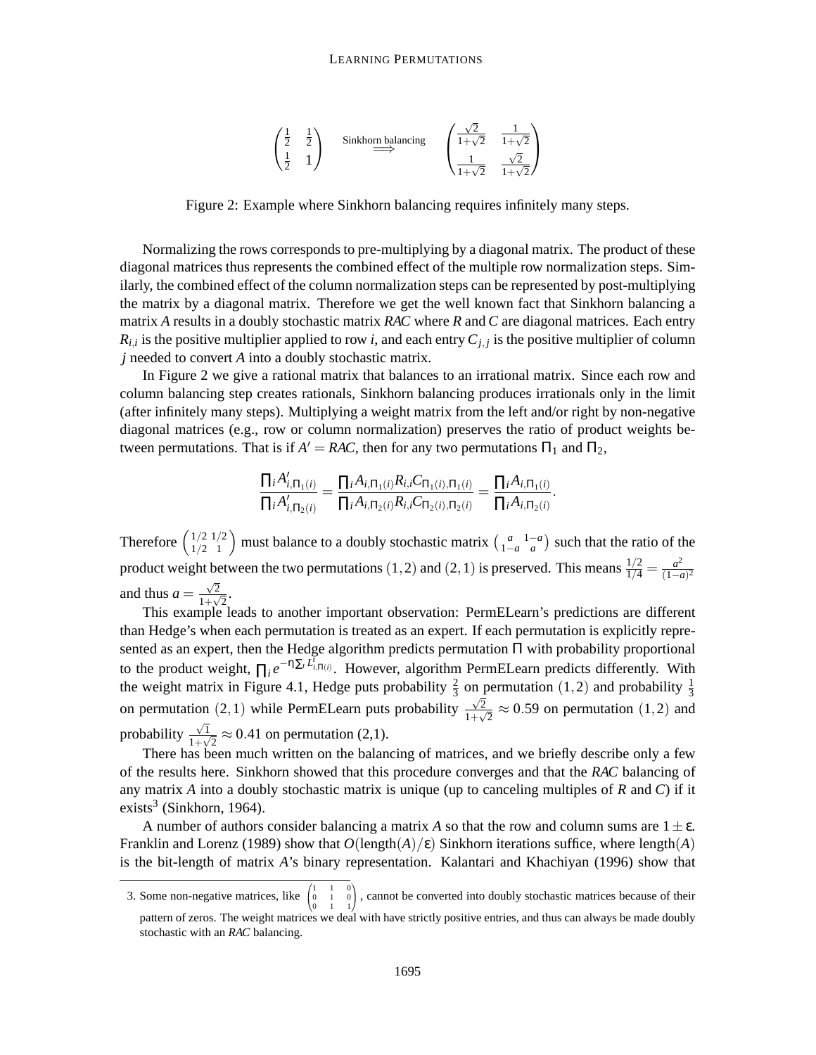$$\begin{pmatrix} \frac{1}{2} & \frac{1}{2} \\ \frac{1}{2} & 1 \end{pmatrix} \quad \overset{\text{Sinkhorn balancing}}{\Longrightarrow} \quad \begin{pmatrix} \frac{\sqrt{2}}{1+\sqrt{2}} & \frac{1}{1+\sqrt{2}} \\ \frac{1}{1+\sqrt{2}} & \frac{\sqrt{2}}{1+\sqrt{2}} \end{pmatrix}$$

Figure 2: Example where Sinkhorn balancing requires infinitely many steps.

Normalizing the rows corresponds to pre-multiplying by a diagonal matrix. The product of these diagonal matrices thus represents the combined effect of the multiple row normalization steps. Similarly, the combined effect of the column normalization steps can be represented by post-multiplying the matrix by a diagonal matrix. Therefore we get the well known fact that Sinkhorn balancing a matrix $A$ results in a doubly stochastic matrix $RAC$ where $R$ and $C$ are diagonal matrices. Each entry $R_{i,i}$ is the positive multiplier applied to row $i$, and each entry $C_{j,j}$ is the positive multiplier of column $j$ needed to convert $A$ into a doubly stochastic matrix.

In Figure 2 we give a rational matrix that balances to an irrational matrix. Since each row and column balancing step creates rationals, Sinkhorn balancing produces irrationals only in the limit (after infinitely many steps). Multiplying a weight matrix from the left and/or right by non-negative diagonal matrices (e.g., row or column normalization) preserves the ratio of product weights between permutations. That is if $A' = RAC$, then for any two permutations $\Pi_1$ and $\Pi_2$,

$$\frac{\prod_i A'_{i,\Pi_1(i)}}{\prod_i A'_{i,\Pi_2(i)}} = \frac{\prod_i A_{i,\Pi_1(i)} R_{i,i} C_{\Pi_1(i),\Pi_1(i)}}{\prod_i A_{i,\Pi_2(i)} R_{i,i} C_{\Pi_2(i),\Pi_2(i)}} = \frac{\prod_i A_{i,\Pi_1(i)}}{\prod_i A_{i,\Pi_2(i)}}.$$

Therefore $\begin{pmatrix} 1/2 & 1/2 \\ 1/2 & 1 \end{pmatrix}$ must balance to a doubly stochastic matrix $\begin{pmatrix} a & 1-a \\ 1-a & a \end{pmatrix}$ such that the ratio of the product weight between the two permutations $(1,2)$ and $(2,1)$ is preserved. This means $\frac{1/2}{1/4} = \frac{a^2}{(1-a)^2}$ and thus $a = \frac{\sqrt{2}}{1+\sqrt{2}}$.

This example leads to another important observation: PermELearn's predictions are different than Hedge's when each permutation is treated as an expert. If each permutation is explicitly represented as an expert, then the Hedge algorithm predicts permutation $\Pi$ with probability proportional to the product weight, $\prod_i e^{-\eta \sum_t L^t_{i,\Pi(i)}}$. However, algorithm PermELearn predicts differently. With the weight matrix in Figure 4.1, Hedge puts probability $\frac{2}{3}$ on permutation $(1,2)$ and probability $\frac{1}{3}$ on permutation $(2,1)$ while PermELearn puts probability $\frac{\sqrt{2}}{1+\sqrt{2}} \approx 0.59$ on permutation $(1,2)$ and probability $\frac{\sqrt{1}}{1+\sqrt{2}} \approx 0.41$ on permutation (2,1).

There has been much written on the balancing of matrices, and we briefly describe only a few of the results here. Sinkhorn showed that this procedure converges and that the $RAC$ balancing of any matrix $A$ into a doubly stochastic matrix is unique (up to canceling multiples of $R$ and $C$) if it exists[3] (Sinkhorn, 1964).

A number of authors consider balancing a matrix $A$ so that the row and column sums are $1 \pm \epsilon$. Franklin and Lorenz (1989) show that $O(\text{length}(A)/\epsilon)$ Sinkhorn iterations suffice, where length($A$) is the bit-length of matrix $A$'s binary representation. Kalantari and Khachiyan (1996) show that

3. Some non-negative matrices, like $\begin{pmatrix} 1 & 1 & 0 \\ 0 & 1 & 0 \\ 0 & 1 & 1 \end{pmatrix}$, cannot be converted into doubly stochastic matrices because of their pattern of zeros. The weight matrices we deal with have strictly positive entries, and thus can always be made doubly stochastic with an $RAC$ balancing.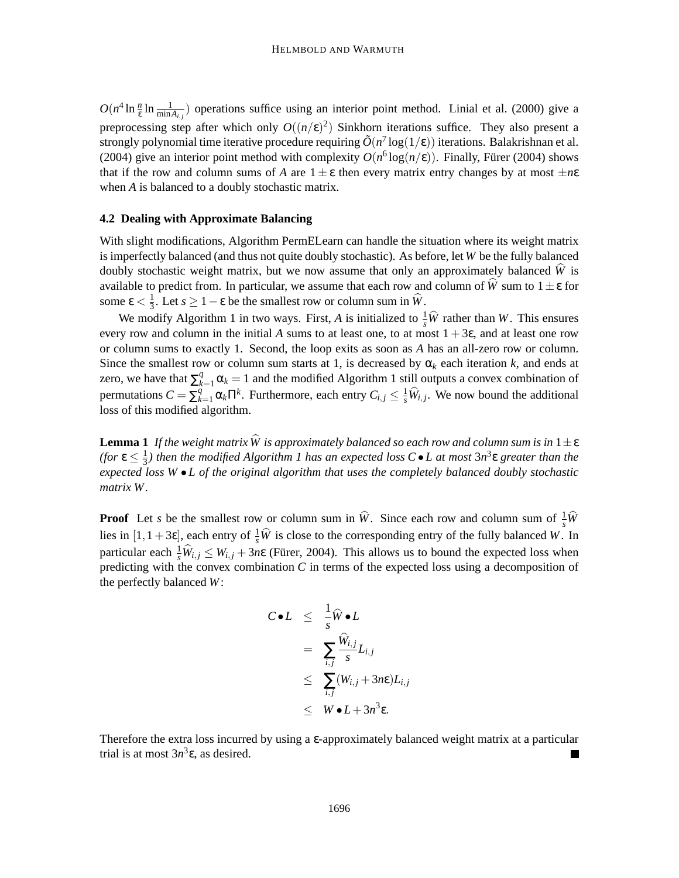$O(n^4 \ln \frac{n}{\varepsilon} \ln \frac{1}{\min A_{i,j}})$ operations suffice using an interior point method. Linial et al. (2000) give a preprocessing step after which only $O((n/\varepsilon)^2)$ Sinkhorn iterations suffice. They also present a strongly polynomial time iterative procedure requiring $\tilde{O}(n^7 \log(1/\varepsilon))$ iterations. Balakrishnan et al. (2004) give an interior point method with complexity $O(n^6 \log(n/\varepsilon))$. Finally, Fürer (2004) shows that if the row and column sums of $A$ are $1 \pm \varepsilon$ then every matrix entry changes by at most $\pm n\varepsilon$ when $A$ is balanced to a doubly stochastic matrix.

### 4.2 Dealing with Approximate Balancing

With slight modifications, Algorithm PermELearn can handle the situation where its weight matrix is imperfectly balanced (and thus not quite doubly stochastic). As before, let $W$ be the fully balanced doubly stochastic weight matrix, but we now assume that only an approximately balanced $\widehat{W}$ is available to predict from. In particular, we assume that each row and column of $\widehat{W}$ sum to $1 \pm \varepsilon$ for some $\varepsilon < \frac{1}{3}$. Let $s \geq 1 - \varepsilon$ be the smallest row or column sum in $\widehat{W}$.

We modify Algorithm 1 in two ways. First, $A$ is initialized to $\frac{1}{s}\widehat{W}$ rather than $W$. This ensures every row and column in the initial $A$ sums to at least one, to at most $1+3\varepsilon$, and at least one row or column sums to exactly 1. Second, the loop exits as soon as $A$ has an all-zero row or column. Since the smallest row or column sum starts at 1, is decreased by $\alpha_k$ each iteration $k$, and ends at zero, we have that $\sum_{k=1}^{q} \alpha_k = 1$ and the modified Algorithm 1 still outputs a convex combination of permutations $C = \sum_{k=1}^{q} \alpha_k \Pi^k$. Furthermore, each entry $C_{i,j} \leq \frac{1}{s}\widehat{W}_{i,j}$. We now bound the additional loss of this modified algorithm.

**Lemma 1** *If the weight matrix $\widehat{W}$ is approximately balanced so each row and column sum is in $1 \pm \varepsilon$ (for $\varepsilon \leq \frac{1}{3}$) then the modified Algorithm 1 has an expected loss $C \bullet L$ at most $3n^3\varepsilon$ greater than the expected loss $W \bullet L$ of the original algorithm that uses the completely balanced doubly stochastic matrix $W$.*

**Proof** Let $s$ be the smallest row or column sum in $\widehat{W}$. Since each row and column sum of $\frac{1}{s}\widehat{W}$ lies in $[1, 1+3\varepsilon]$, each entry of $\frac{1}{s}\widehat{W}$ is close to the corresponding entry of the fully balanced $W$. In particular each $\frac{1}{s}\widehat{W}_{i,j} \leq W_{i,j} + 3n\varepsilon$ (Fürer, 2004). This allows us to bound the expected loss when predicting with the convex combination $C$ in terms of the expected loss using a decomposition of the perfectly balanced $W$:

$$
\begin{aligned}
C \bullet L &\leq \frac{1}{s}\widehat{W} \bullet L \\
&= \sum_{i,j} \frac{\widehat{W}_{i,j}}{s} L_{i,j} \\
&\leq \sum_{i,j} (W_{i,j} + 3n\varepsilon) L_{i,j} \\
&\leq W \bullet L + 3n^3\varepsilon.
\end{aligned}
$$

Therefore the extra loss incurred by using a $\varepsilon$-approximately balanced weight matrix at a particular trial is at most $3n^3\varepsilon$, as desired. ■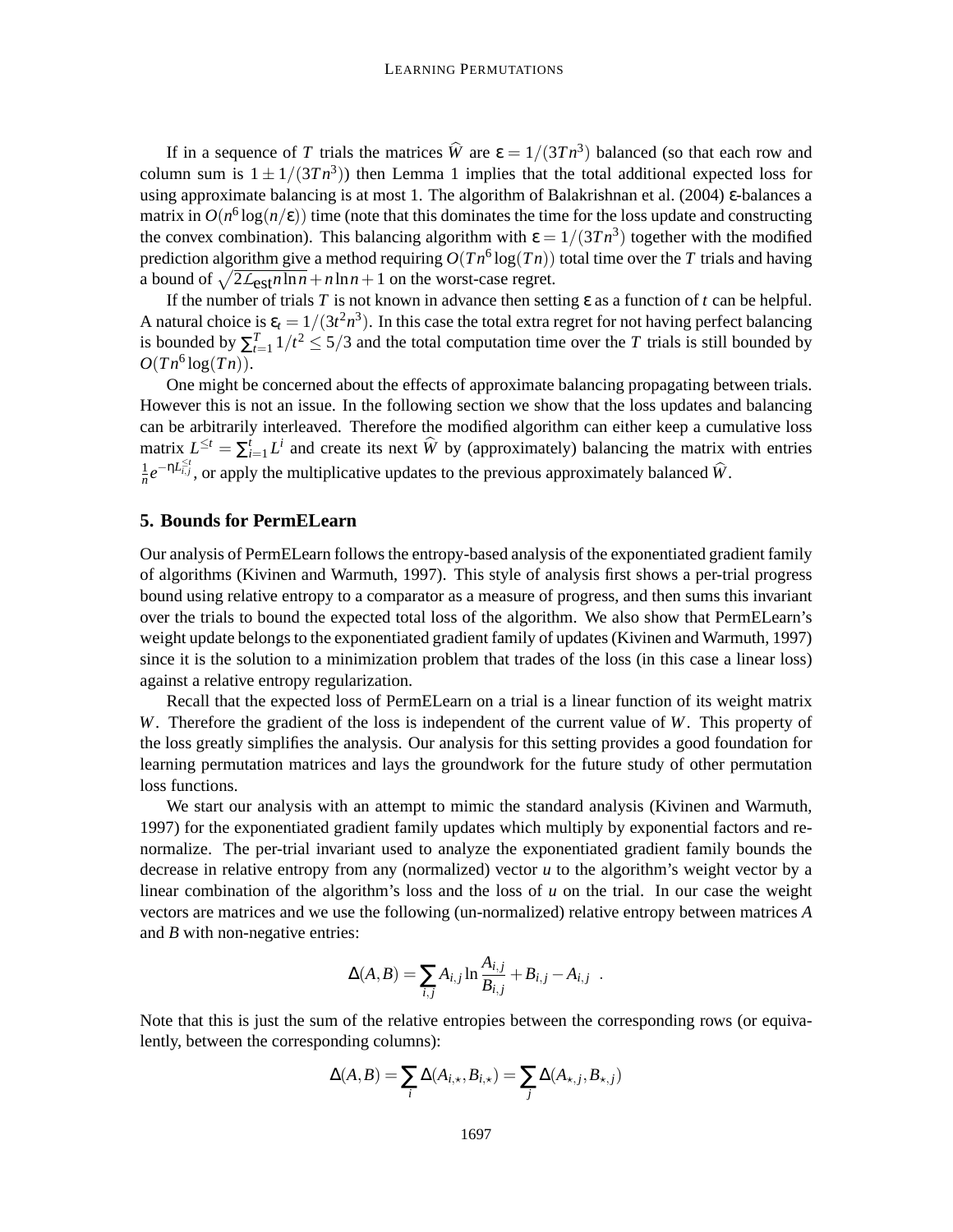If in a sequence of $T$ trials the matrices $\widehat{W}$ are $\varepsilon = 1/(3Tn^3)$ balanced (so that each row and column sum is $1 \pm 1/(3Tn^3)$) then Lemma 1 implies that the total additional expected loss for using approximate balancing is at most 1. The algorithm of Balakrishnan et al. (2004) $\varepsilon$-balances a matrix in $O(n^6 \log(n/\varepsilon))$ time (note that this dominates the time for the loss update and constructing the convex combination). This balancing algorithm with $\varepsilon = 1/(3Tn^3)$ together with the modified prediction algorithm give a method requiring $O(Tn^6 \log(Tn))$ total time over the $T$ trials and having a bound of $\sqrt{2\mathcal{L}_{\text{est}} n \ln n} + n \ln n + 1$ on the worst-case regret.

If the number of trials $T$ is not known in advance then setting $\varepsilon$ as a function of $t$ can be helpful. A natural choice is $\varepsilon_t = 1/(3t^2 n^3)$. In this case the total extra regret for not having perfect balancing is bounded by $\sum_{t=1}^{T} 1/t^2 \leq 5/3$ and the total computation time over the $T$ trials is still bounded by $O(Tn^6 \log(Tn))$.

One might be concerned about the effects of approximate balancing propagating between trials. However this is not an issue. In the following section we show that the loss updates and balancing can be arbitrarily interleaved. Therefore the modified algorithm can either keep a cumulative loss matrix $L^{\leq t} = \sum_{i=1}^{t} L^i$ and create its next $\widehat{W}$ by (approximately) balancing the matrix with entries $\frac{1}{n} e^{-\eta L_{i,j}^{\leq t}}$, or apply the multiplicative updates to the previous approximately balanced $\widehat{W}$.

## 5. Bounds for PermELearn

Our analysis of PermELearn follows the entropy-based analysis of the exponentiated gradient family of algorithms (Kivinen and Warmuth, 1997). This style of analysis first shows a per-trial progress bound using relative entropy to a comparator as a measure of progress, and then sums this invariant over the trials to bound the expected total loss of the algorithm. We also show that PermELearn's weight update belongs to the exponentiated gradient family of updates (Kivinen and Warmuth, 1997) since it is the solution to a minimization problem that trades of the loss (in this case a linear loss) against a relative entropy regularization.

Recall that the expected loss of PermELearn on a trial is a linear function of its weight matrix $W$. Therefore the gradient of the loss is independent of the current value of $W$. This property of the loss greatly simplifies the analysis. Our analysis for this setting provides a good foundation for learning permutation matrices and lays the groundwork for the future study of other permutation loss functions.

We start our analysis with an attempt to mimic the standard analysis (Kivinen and Warmuth, 1997) for the exponentiated gradient family updates which multiply by exponential factors and re-normalize. The per-trial invariant used to analyze the exponentiated gradient family bounds the decrease in relative entropy from any (normalized) vector $u$ to the algorithm's weight vector by a linear combination of the algorithm's loss and the loss of $u$ on the trial. In our case the weight vectors are matrices and we use the following (un-normalized) relative entropy between matrices $A$ and $B$ with non-negative entries:

$$\Delta(A,B) = \sum_{i,j} A_{i,j} \ln \frac{A_{i,j}}{B_{i,j}} + B_{i,j} - A_{i,j} \ .$$

Note that this is just the sum of the relative entropies between the corresponding rows (or equivalently, between the corresponding columns):

$$\Delta(A,B) = \sum_{i} \Delta(A_{i,\star}, B_{i,\star}) = \sum_{j} \Delta(A_{\star,j}, B_{\star,j})$$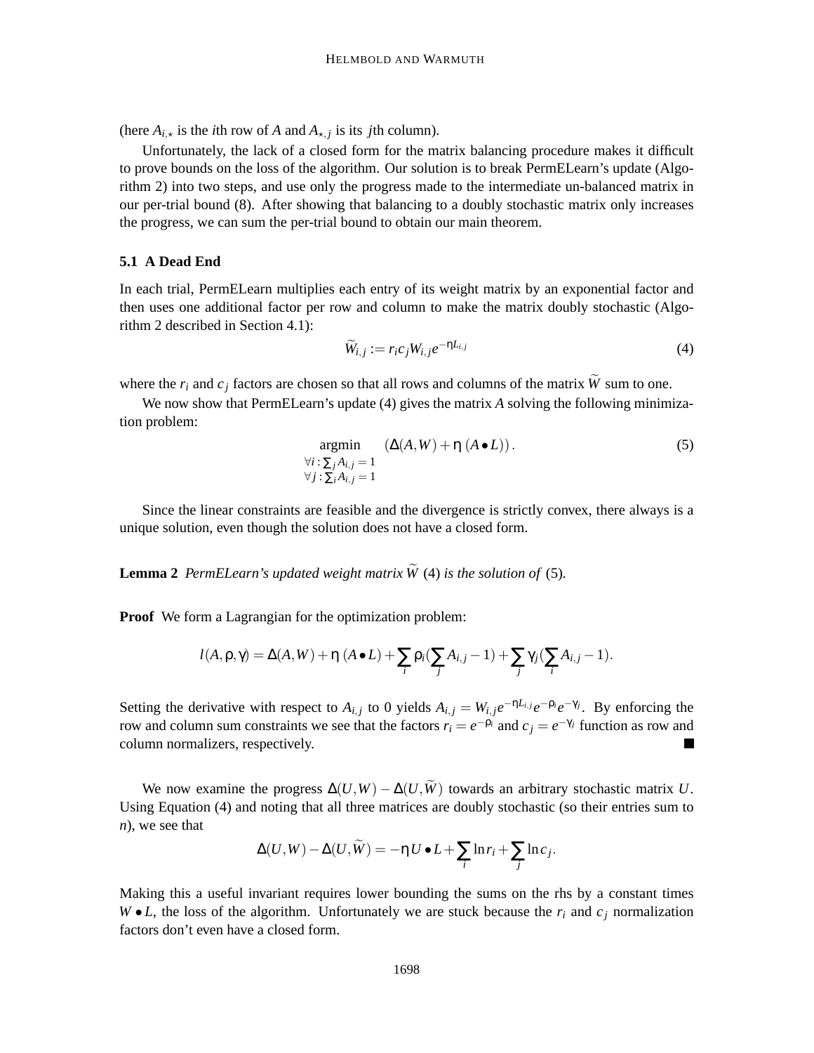(here $A_{i,\star}$ is the $i$th row of $A$ and $A_{\star,j}$ is its $j$th column).

Unfortunately, the lack of a closed form for the matrix balancing procedure makes it difficult to prove bounds on the loss of the algorithm. Our solution is to break PermELearn's update (Algorithm 2) into two steps, and use only the progress made to the intermediate un-balanced matrix in our per-trial bound (8). After showing that balancing to a doubly stochastic matrix only increases the progress, we can sum the per-trial bound to obtain our main theorem.

### 5.1 A Dead End

In each trial, PermELearn multiplies each entry of its weight matrix by an exponential factor and then uses one additional factor per row and column to make the matrix doubly stochastic (Algorithm 2 described in Section 4.1):

$$\widetilde{W}_{i,j} := r_i c_j W_{i,j} e^{-\eta L_{i,j}} \tag{4}$$

where the $r_i$ and $c_j$ factors are chosen so that all rows and columns of the matrix $\widetilde{W}$ sum to one.

We now show that PermELearn's update (4) gives the matrix $A$ solving the following minimization problem:

$$\operatorname*{argmin}_{\substack{\forall i: \sum_j A_{i,j} = 1 \\ \forall j: \sum_i A_{i,j} = 1}} \left( \Delta(A,W) + \eta \, (A \bullet L) \right). \tag{5}$$

Since the linear constraints are feasible and the divergence is strictly convex, there always is a unique solution, even though the solution does not have a closed form.

**Lemma 2** *PermELearn's updated weight matrix $\widetilde{W}$ (4) is the solution of (5).*

**Proof** We form a Lagrangian for the optimization problem:

$$l(A,\rho,\gamma) = \Delta(A,W) + \eta \, (A \bullet L) + \sum_i \rho_i (\sum_j A_{i,j} - 1) + \sum_j \gamma_j (\sum_i A_{i,j} - 1).$$

Setting the derivative with respect to $A_{i,j}$ to 0 yields $A_{i,j} = W_{i,j} e^{-\eta L_{i,j}} e^{-\rho_i} e^{-\gamma_j}$. By enforcing the row and column sum constraints we see that the factors $r_i = e^{-\rho_i}$ and $c_j = e^{-\gamma_j}$ function as row and column normalizers, respectively. ∎

We now examine the progress $\Delta(U,W) - \Delta(U,\widetilde{W})$ towards an arbitrary stochastic matrix $U$. Using Equation (4) and noting that all three matrices are doubly stochastic (so their entries sum to $n$), we see that

$$\Delta(U,W) - \Delta(U,\widetilde{W}) = -\eta \, U \bullet L + \sum_i \ln r_i + \sum_j \ln c_j.$$

Making this a useful invariant requires lower bounding the sums on the rhs by a constant times $W \bullet L$, the loss of the algorithm. Unfortunately we are stuck because the $r_i$ and $c_j$ normalization factors don't even have a closed form.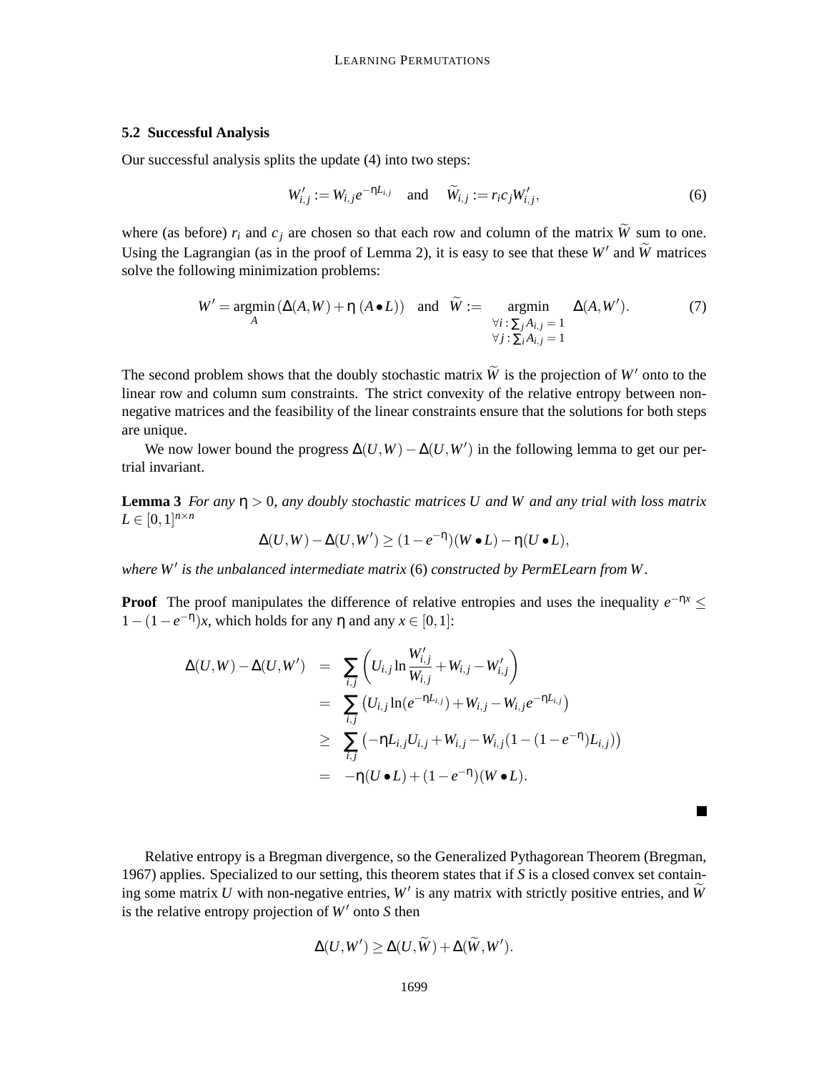### 5.2 Successful Analysis

Our successful analysis splits the update (4) into two steps:

$$W'_{i,j} := W_{i,j} e^{-\eta L_{i,j}} \quad \text{and} \quad \widetilde{W}_{i,j} := r_i c_j W'_{i,j}, \tag{6}$$

where (as before) $r_i$ and $c_j$ are chosen so that each row and column of the matrix $\widetilde{W}$ sum to one. Using the Lagrangian (as in the proof of Lemma 2), it is easy to see that these $W'$ and $\widetilde{W}$ matrices solve the following minimization problems:

$$W' = \operatorname*{argmin}_{A} \left(\Delta(A,W) + \eta\,(A \bullet L)\right) \quad \text{and} \quad \widetilde{W} := \operatorname*{argmin}_{\substack{\forall i: \sum_j A_{i,j} = 1 \\ \forall j: \sum_i A_{i,j} = 1}} \Delta(A, W'). \tag{7}$$

The second problem shows that the doubly stochastic matrix $\widetilde{W}$ is the projection of $W'$ onto to the linear row and column sum constraints. The strict convexity of the relative entropy between non-negative matrices and the feasibility of the linear constraints ensure that the solutions for both steps are unique.

We now lower bound the progress $\Delta(U,W) - \Delta(U,W')$ in the following lemma to get our per-trial invariant.

**Lemma 3** *For any $\eta > 0$, any doubly stochastic matrices $U$ and $W$ and any trial with loss matrix $L \in [0,1]^{n\times n}$*

$$\Delta(U,W) - \Delta(U,W') \geq (1 - e^{-\eta})(W \bullet L) - \eta (U \bullet L),$$

*where $W'$ is the unbalanced intermediate matrix* (6) *constructed by PermELearn from $W$.*

**Proof** The proof manipulates the difference of relative entropies and uses the inequality $e^{-\eta x} \leq 1 - (1 - e^{-\eta})x$, which holds for any $\eta$ and any $x \in [0,1]$:

$$\begin{aligned}
\Delta(U,W) - \Delta(U,W') &= \sum_{i,j} \left( U_{i,j} \ln \frac{W'_{i,j}}{W_{i,j}} + W_{i,j} - W'_{i,j} \right) \\
&= \sum_{i,j} \left( U_{i,j} \ln(e^{-\eta L_{i,j}}) + W_{i,j} - W_{i,j} e^{-\eta L_{i,j}} \right) \\
&\geq \sum_{i,j} \left( -\eta L_{i,j} U_{i,j} + W_{i,j} - W_{i,j}(1 - (1 - e^{-\eta}) L_{i,j}) \right) \\
&= -\eta (U \bullet L) + (1 - e^{-\eta})(W \bullet L).
\end{aligned}$$

■

Relative entropy is a Bregman divergence, so the Generalized Pythagorean Theorem (Bregman, 1967) applies. Specialized to our setting, this theorem states that if $S$ is a closed convex set containing some matrix $U$ with non-negative entries, $W'$ is any matrix with strictly positive entries, and $\widetilde{W}$ is the relative entropy projection of $W'$ onto $S$ then

$$\Delta(U, W') \geq \Delta(U, \widetilde{W}) + \Delta(\widetilde{W}, W').$$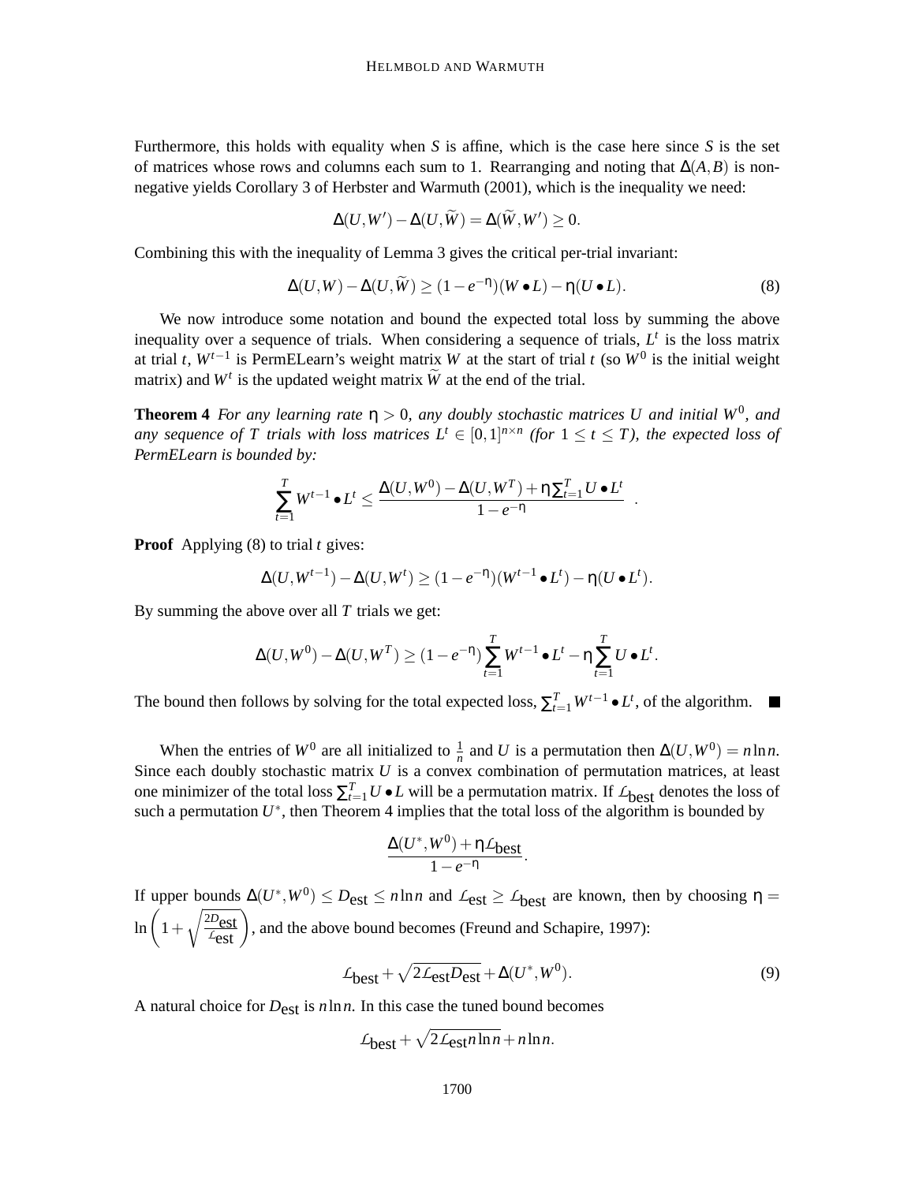Furthermore, this holds with equality when $S$ is affine, which is the case here since $S$ is the set of matrices whose rows and columns each sum to 1. Rearranging and noting that $\Delta(A,B)$ is non-negative yields Corollary 3 of Herbster and Warmuth (2001), which is the inequality we need:

$$\Delta(U,W') - \Delta(U,\widetilde{W}) = \Delta(\widetilde{W},W') \geq 0.$$

Combining this with the inequality of Lemma 3 gives the critical per-trial invariant:

$$\Delta(U,W) - \Delta(U,\widetilde{W}) \geq (1-e^{-\eta})(W \bullet L) - \eta(U \bullet L). \tag{8}$$

We now introduce some notation and bound the expected total loss by summing the above inequality over a sequence of trials. When considering a sequence of trials, $L^t$ is the loss matrix at trial $t$, $W^{t-1}$ is PermELearn's weight matrix $W$ at the start of trial $t$ (so $W^0$ is the initial weight matrix) and $W^t$ is the updated weight matrix $\widetilde{W}$ at the end of the trial.

**Theorem 4** *For any learning rate $\eta > 0$, any doubly stochastic matrices $U$ and initial $W^0$, and any sequence of $T$ trials with loss matrices $L^t \in [0,1]^{n \times n}$ (for $1 \leq t \leq T$), the expected loss of PermELearn is bounded by:*

$$\sum_{t=1}^{T} W^{t-1} \bullet L^t \leq \frac{\Delta(U,W^0) - \Delta(U,W^T) + \eta \sum_{t=1}^{T} U \bullet L^t}{1-e^{-\eta}} \quad .$$

**Proof** Applying (8) to trial $t$ gives:

$$\Delta(U,W^{t-1}) - \Delta(U,W^t) \geq (1-e^{-\eta})(W^{t-1} \bullet L^t) - \eta(U \bullet L^t).$$

By summing the above over all $T$ trials we get:

$$\Delta(U,W^0) - \Delta(U,W^T) \geq (1-e^{-\eta}) \sum_{t=1}^{T} W^{t-1} \bullet L^t - \eta \sum_{t=1}^{T} U \bullet L^t.$$

The bound then follows by solving for the total expected loss, $\sum_{t=1}^{T} W^{t-1} \bullet L^t$, of the algorithm. ■

When the entries of $W^0$ are all initialized to $\frac{1}{n}$ and $U$ is a permutation then $\Delta(U,W^0) = n \ln n$. Since each doubly stochastic matrix $U$ is a convex combination of permutation matrices, at least one minimizer of the total loss $\sum_{t=1}^{T} U \bullet L$ will be a permutation matrix. If $\mathcal{L}_{\text{best}}$ denotes the loss of such a permutation $U^*$, then Theorem 4 implies that the total loss of the algorithm is bounded by

$$\frac{\Delta(U^*,W^0) + \eta \mathcal{L}_{\text{best}}}{1-e^{-\eta}}.$$

If upper bounds $\Delta(U^*,W^0) \leq D_{\text{est}} \leq n \ln n$ and $\mathcal{L}_{\text{est}} \geq \mathcal{L}_{\text{best}}$ are known, then by choosing $\eta = \ln\left(1 + \sqrt{\frac{2D_{\text{est}}}{\mathcal{L}_{\text{est}}}}\right)$, and the above bound becomes (Freund and Schapire, 1997):

$$\mathcal{L}_{\text{best}} + \sqrt{2\mathcal{L}_{\text{est}} D_{\text{est}}} + \Delta(U^*,W^0). \tag{9}$$

A natural choice for $D_{\text{est}}$ is $n \ln n$. In this case the tuned bound becomes

$$\mathcal{L}_{\text{best}} + \sqrt{2\mathcal{L}_{\text{est}} n \ln n} + n \ln n.$$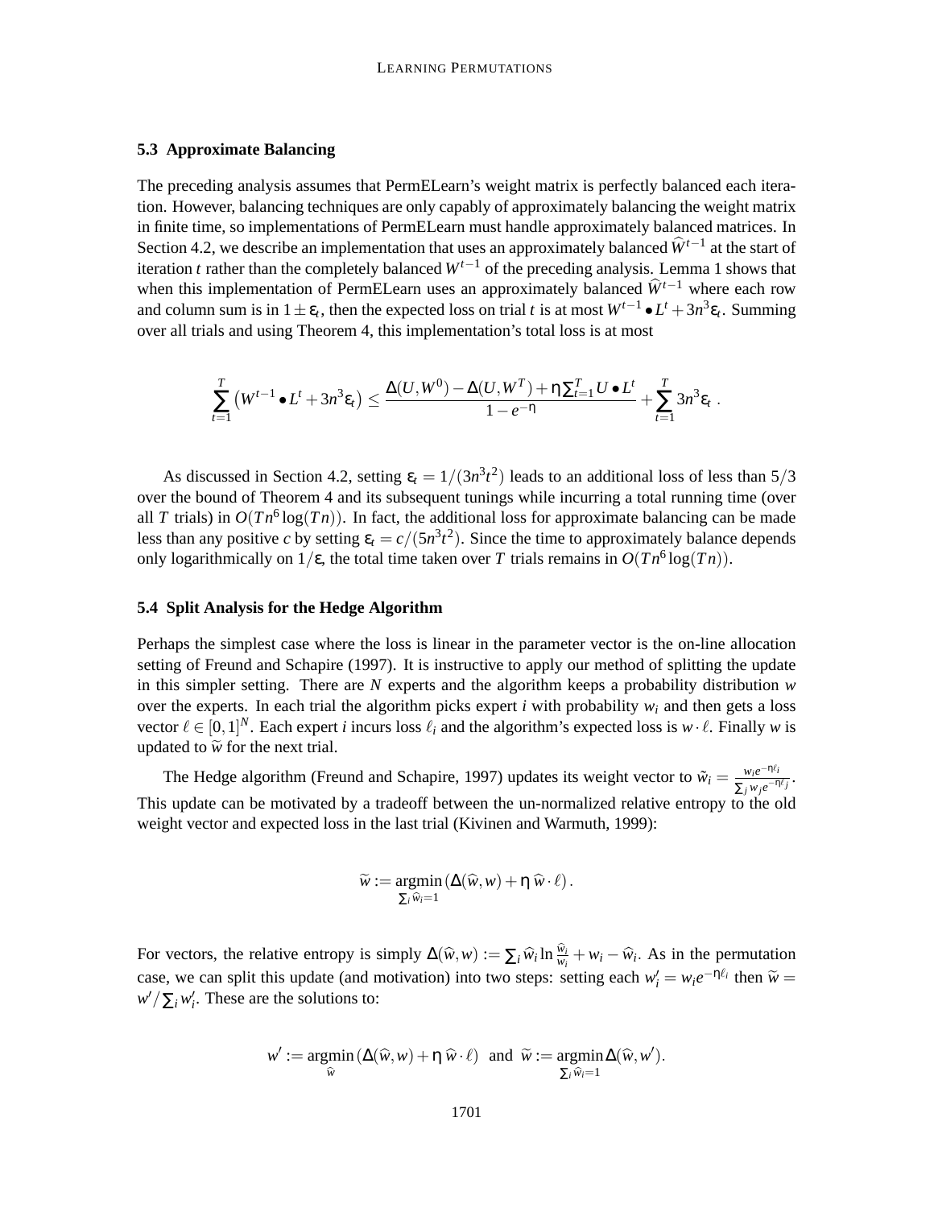### 5.3 Approximate Balancing

The preceding analysis assumes that PermELearn's weight matrix is perfectly balanced each iteration. However, balancing techniques are only capably of approximately balancing the weight matrix in finite time, so implementations of PermELearn must handle approximately balanced matrices. In Section 4.2, we describe an implementation that uses an approximately balanced $\widehat{W}^{t-1}$ at the start of iteration $t$ rather than the completely balanced $W^{t-1}$ of the preceding analysis. Lemma 1 shows that when this implementation of PermELearn uses an approximately balanced $\widehat{W}^{t-1}$ where each row and column sum is in $1 \pm \varepsilon_t$, then the expected loss on trial $t$ is at most $W^{t-1} \bullet L^t + 3n^3\varepsilon_t$. Summing over all trials and using Theorem 4, this implementation's total loss is at most

$$\sum_{t=1}^{T} \left( W^{t-1} \bullet L^t + 3n^3 \varepsilon_t \right) \le \frac{\Delta(U, W^0) - \Delta(U, W^T) + \eta \sum_{t=1}^{T} U \bullet L^t}{1 - e^{-\eta}} + \sum_{t=1}^{T} 3n^3 \varepsilon_t \ .$$

As discussed in Section 4.2, setting $\varepsilon_t = 1/(3n^3t^2)$ leads to an additional loss of less than $5/3$ over the bound of Theorem 4 and its subsequent tunings while incurring a total running time (over all $T$ trials) in $O(Tn^6 \log(Tn))$. In fact, the additional loss for approximate balancing can be made less than any positive $c$ by setting $\varepsilon_t = c/(5n^3t^2)$. Since the time to approximately balance depends only logarithmically on $1/\varepsilon$, the total time taken over $T$ trials remains in $O(Tn^6 \log(Tn))$.

### 5.4 Split Analysis for the Hedge Algorithm

Perhaps the simplest case where the loss is linear in the parameter vector is the on-line allocation setting of Freund and Schapire (1997). It is instructive to apply our method of splitting the update in this simpler setting. There are $N$ experts and the algorithm keeps a probability distribution $w$ over the experts. In each trial the algorithm picks expert $i$ with probability $w_i$ and then gets a loss vector $\ell \in [0,1]^N$. Each expert $i$ incurs loss $\ell_i$ and the algorithm's expected loss is $w \cdot \ell$. Finally $w$ is updated to $\widetilde{w}$ for the next trial.

The Hedge algorithm (Freund and Schapire, 1997) updates its weight vector to $\tilde{w}_i = \frac{w_i e^{-\eta \ell_i}}{\sum_j w_j e^{-\eta \ell_j}}$. This update can be motivated by a tradeoff between the un-normalized relative entropy to the old weight vector and expected loss in the last trial (Kivinen and Warmuth, 1999):

$$\widetilde{w} := \operatorname*{argmin}_{\sum_i \widehat{w}_i = 1} \left( \Delta(\widehat{w}, w) + \eta \, \widehat{w} \cdot \ell \right).$$

For vectors, the relative entropy is simply $\Delta(\widehat{w}, w) := \sum_i \widehat{w}_i \ln \frac{\widehat{w}_i}{w_i} + w_i - \widehat{w}_i$. As in the permutation case, we can split this update (and motivation) into two steps: setting each $w'_i = w_i e^{-\eta \ell_i}$ then $\widetilde{w} = w' / \sum_i w'_i$. These are the solutions to:

$$w' := \operatorname*{argmin}_{\widehat{w}} \left( \Delta(\widehat{w}, w) + \eta \, \widehat{w} \cdot \ell \right) \ \text{ and } \ \widetilde{w} := \operatorname*{argmin}_{\sum_i \widehat{w}_i = 1} \Delta(\widehat{w}, w').$$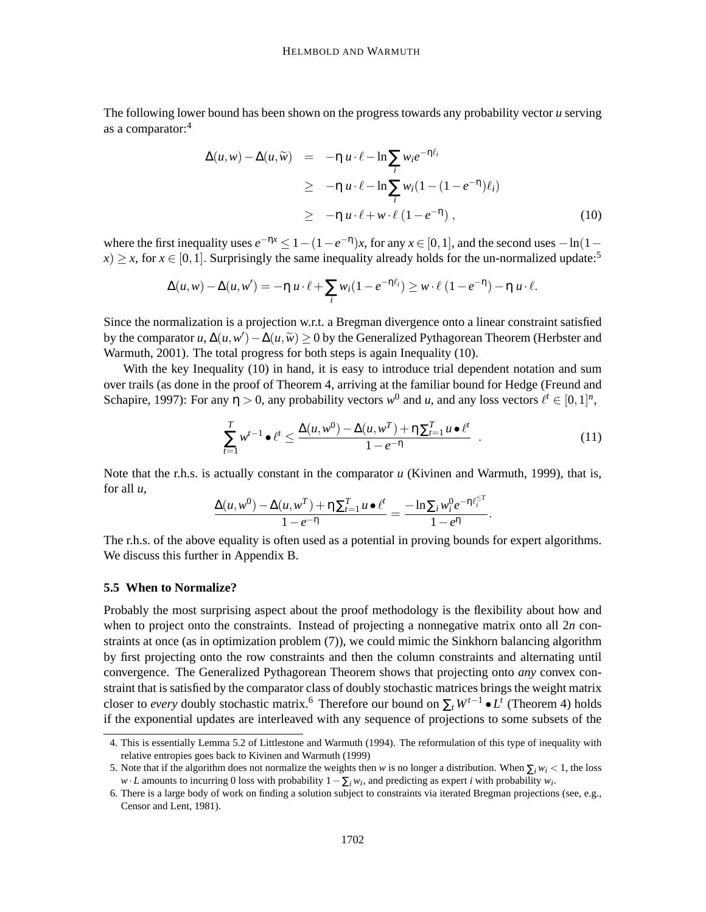The following lower bound has been shown on the progress towards any probability vector $u$ serving as a comparator:[4]

$$
\begin{aligned}
\Delta(u,w) - \Delta(u,\widetilde{w}) &= -\eta\, u \cdot \ell - \ln \sum_i w_i e^{-\eta \ell_i} \\
&\geq -\eta\, u \cdot \ell - \ln \sum_i w_i (1 - (1 - e^{-\eta})\ell_i) \\
&\geq -\eta\, u \cdot \ell + w \cdot \ell\, (1 - e^{-\eta}) \,, \qquad (10)
\end{aligned}
$$

where the first inequality uses $e^{-\eta x} \leq 1 - (1 - e^{-\eta})x$, for any $x \in [0,1]$, and the second uses $-\ln(1 - x) \geq x$, for $x \in [0,1]$. Surprisingly the same inequality already holds for the un-normalized update:[5]

$$
\Delta(u,w) - \Delta(u,w') = -\eta\, u \cdot \ell + \sum_i w_i (1 - e^{-\eta \ell_i}) \geq w \cdot \ell\, (1 - e^{-\eta}) - \eta\, u \cdot \ell.
$$

Since the normalization is a projection w.r.t. a Bregman divergence onto a linear constraint satisfied by the comparator $u$, $\Delta(u,w') - \Delta(u,\widehat{w}) \geq 0$ by the Generalized Pythagorean Theorem (Herbster and Warmuth, 2001). The total progress for both steps is again Inequality (10).

With the key Inequality (10) in hand, it is easy to introduce trial dependent notation and sum over trails (as done in the proof of Theorem 4, arriving at the familiar bound for Hedge (Freund and Schapire, 1997): For any $\eta > 0$, any probability vectors $w^0$ and $u$, and any loss vectors $\ell^t \in [0,1]^n$,

$$
\sum_{t=1}^{T} w^{t-1} \bullet \ell^t \leq \frac{\Delta(u,w^0) - \Delta(u,w^T) + \eta \sum_{t=1}^{T} u \bullet \ell^t}{1 - e^{-\eta}} \quad . \qquad (11)
$$

Note that the r.h.s. is actually constant in the comparator $u$ (Kivinen and Warmuth, 1999), that is, for all $u$,

$$
\frac{\Delta(u,w^0) - \Delta(u,w^T) + \eta \sum_{t=1}^{T} u \bullet \ell^t}{1 - e^{-\eta}} = \frac{-\ln \sum_i w_i^0 e^{-\eta \ell_i^{\leq T}}}{1 - e^{\eta}}.
$$

The r.h.s. of the above equality is often used as a potential in proving bounds for expert algorithms. We discuss this further in Appendix B.

### 5.5 When to Normalize?

Probably the most surprising aspect about the proof methodology is the flexibility about how and when to project onto the constraints. Instead of projecting a nonnegative matrix onto all $2n$ constraints at once (as in optimization problem (7)), we could mimic the Sinkhorn balancing algorithm by first projecting onto the row constraints and then the column constraints and alternating until convergence. The Generalized Pythagorean Theorem shows that projecting onto *any* convex constraint that is satisfied by the comparator class of doubly stochastic matrices brings the weight matrix closer to *every* doubly stochastic matrix.[6] Therefore our bound on $\sum_t W^{t-1} \bullet L^t$ (Theorem 4) holds if the exponential updates are interleaved with any sequence of projections to some subsets of the

---

4. This is essentially Lemma 5.2 of Littlestone and Warmuth (1994). The reformulation of this type of inequality with relative entropies goes back to Kivinen and Warmuth (1999)

5. Note that if the algorithm does not normalize the weights then $w$ is no longer a distribution. When $\sum_i w_i < 1$, the loss $w \cdot L$ amounts to incurring 0 loss with probability $1 - \sum_i w_i$, and predicting as expert $i$ with probability $w_i$.

6. There is a large body of work on finding a solution subject to constraints via iterated Bregman projections (see, e.g., Censor and Lent, 1981).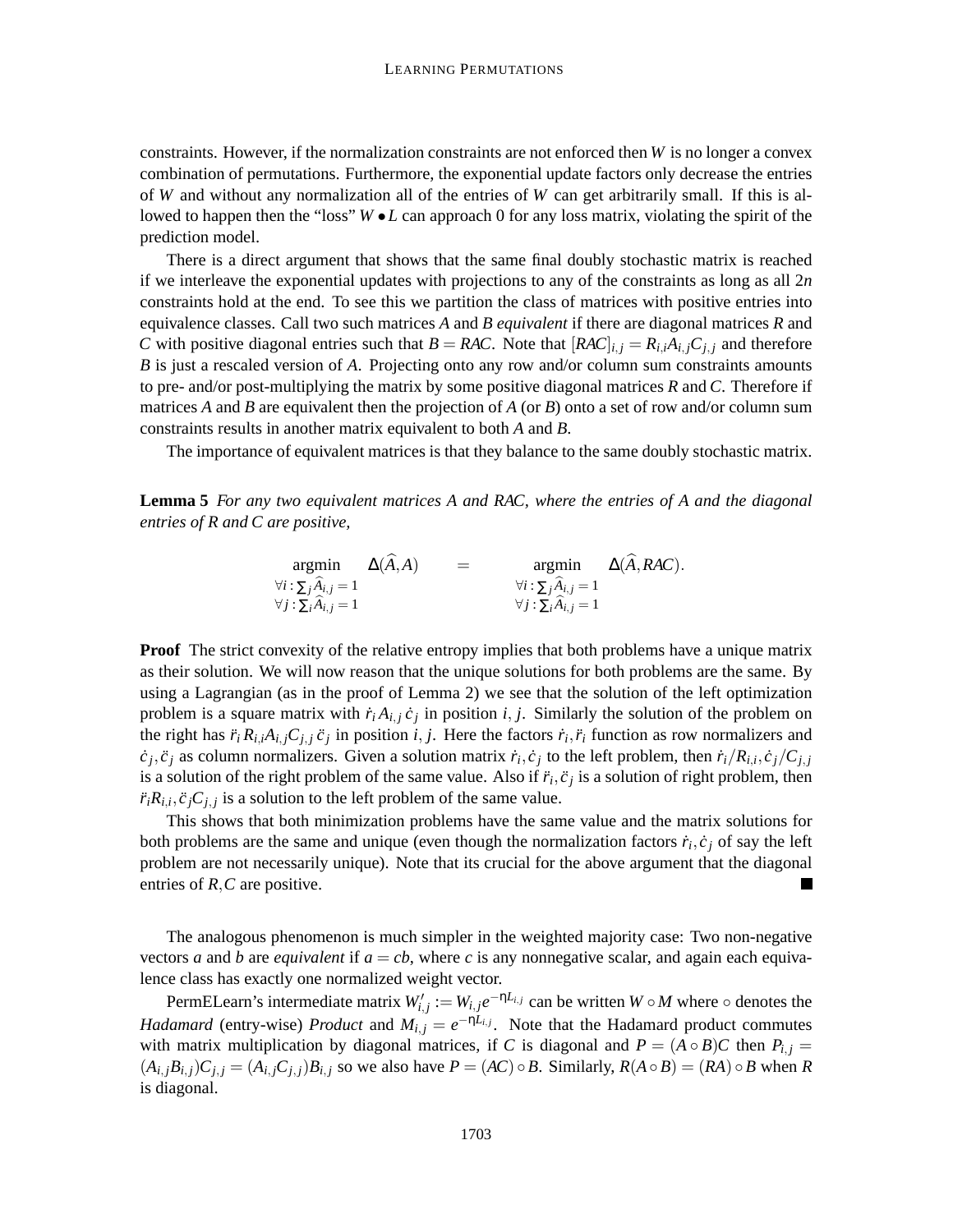constraints. However, if the normalization constraints are not enforced then $W$ is no longer a convex combination of permutations. Furthermore, the exponential update factors only decrease the entries of $W$ and without any normalization all of the entries of $W$ can get arbitrarily small. If this is allowed to happen then the "loss" $W \bullet L$ can approach 0 for any loss matrix, violating the spirit of the prediction model.

There is a direct argument that shows that the same final doubly stochastic matrix is reached if we interleave the exponential updates with projections to any of the constraints as long as all $2n$ constraints hold at the end. To see this we partition the class of matrices with positive entries into equivalence classes. Call two such matrices $A$ and $B$ *equivalent* if there are diagonal matrices $R$ and $C$ with positive diagonal entries such that $B = RAC$. Note that $[RAC]_{i,j} = R_{i,i}A_{i,j}C_{j,j}$ and therefore $B$ is just a rescaled version of $A$. Projecting onto any row and/or column sum constraints amounts to pre- and/or post-multiplying the matrix by some positive diagonal matrices $R$ and $C$. Therefore if matrices $A$ and $B$ are equivalent then the projection of $A$ (or $B$) onto a set of row and/or column sum constraints results in another matrix equivalent to both $A$ and $B$.

The importance of equivalent matrices is that they balance to the same doubly stochastic matrix.

**Lemma 5** *For any two equivalent matrices $A$ and $RAC$, where the entries of $A$ and the diagonal entries of $R$ and $C$ are positive,*

$$\operatorname*{argmin}_{\substack{\forall i: \sum_j \widehat{A}_{i,j} = 1 \\ \forall j: \sum_i \widehat{A}_{i,j} = 1}} \Delta(\widehat{A}, A) \quad = \quad \operatorname*{argmin}_{\substack{\forall i: \sum_j \widehat{A}_{i,j} = 1 \\ \forall j: \sum_i \widehat{A}_{i,j} = 1}} \Delta(\widehat{A}, RAC).$$

**Proof** The strict convexity of the relative entropy implies that both problems have a unique matrix as their solution. We will now reason that the unique solutions for both problems are the same. By using a Lagrangian (as in the proof of Lemma 2) we see that the solution of the left optimization problem is a square matrix with $\dot{r}_i A_{i,j} \dot{c}_j$ in position $i, j$. Similarly the solution of the problem on the right has $\ddot{r}_i R_{i,i} A_{i,j} C_{j,j} \ddot{c}_j$ in position $i, j$. Here the factors $\dot{r}_i, \ddot{r}_i$ function as row normalizers and $\dot{c}_j, \ddot{c}_j$ as column normalizers. Given a solution matrix $\dot{r}_i, \dot{c}_j$ to the left problem, then $\dot{r}_i / R_{i,i}, \dot{c}_j / C_{j,j}$ is a solution of the right problem of the same value. Also if $\ddot{r}_i, \ddot{c}_j$ is a solution of right problem, then $\ddot{r}_i R_{i,i}, \ddot{c}_j C_{j,j}$ is a solution to the left problem of the same value.

This shows that both minimization problems have the same value and the matrix solutions for both problems are the same and unique (even though the normalization factors $\dot{r}_i, \dot{c}_j$ of say the left problem are not necessarily unique). Note that its crucial for the above argument that the diagonal entries of $R, C$ are positive. ■

The analogous phenomenon is much simpler in the weighted majority case: Two non-negative vectors $a$ and $b$ are *equivalent* if $a = cb$, where $c$ is any nonnegative scalar, and again each equivalence class has exactly one normalized weight vector.

PermELearn's intermediate matrix $W'_{i,j} := W_{i,j} e^{-\eta L_{i,j}}$ can be written $W \circ M$ where $\circ$ denotes the *Hadamard* (entry-wise) *Product* and $M_{i,j} = e^{-\eta L_{i,j}}$. Note that the Hadamard product commutes with matrix multiplication by diagonal matrices, if $C$ is diagonal and $P = (A \circ B)C$ then $P_{i,j} = (A_{i,j} B_{i,j}) C_{j,j} = (A_{i,j} C_{j,j}) B_{i,j}$ so we also have $P = (AC) \circ B$. Similarly, $R(A \circ B) = (RA) \circ B$ when $R$ is diagonal.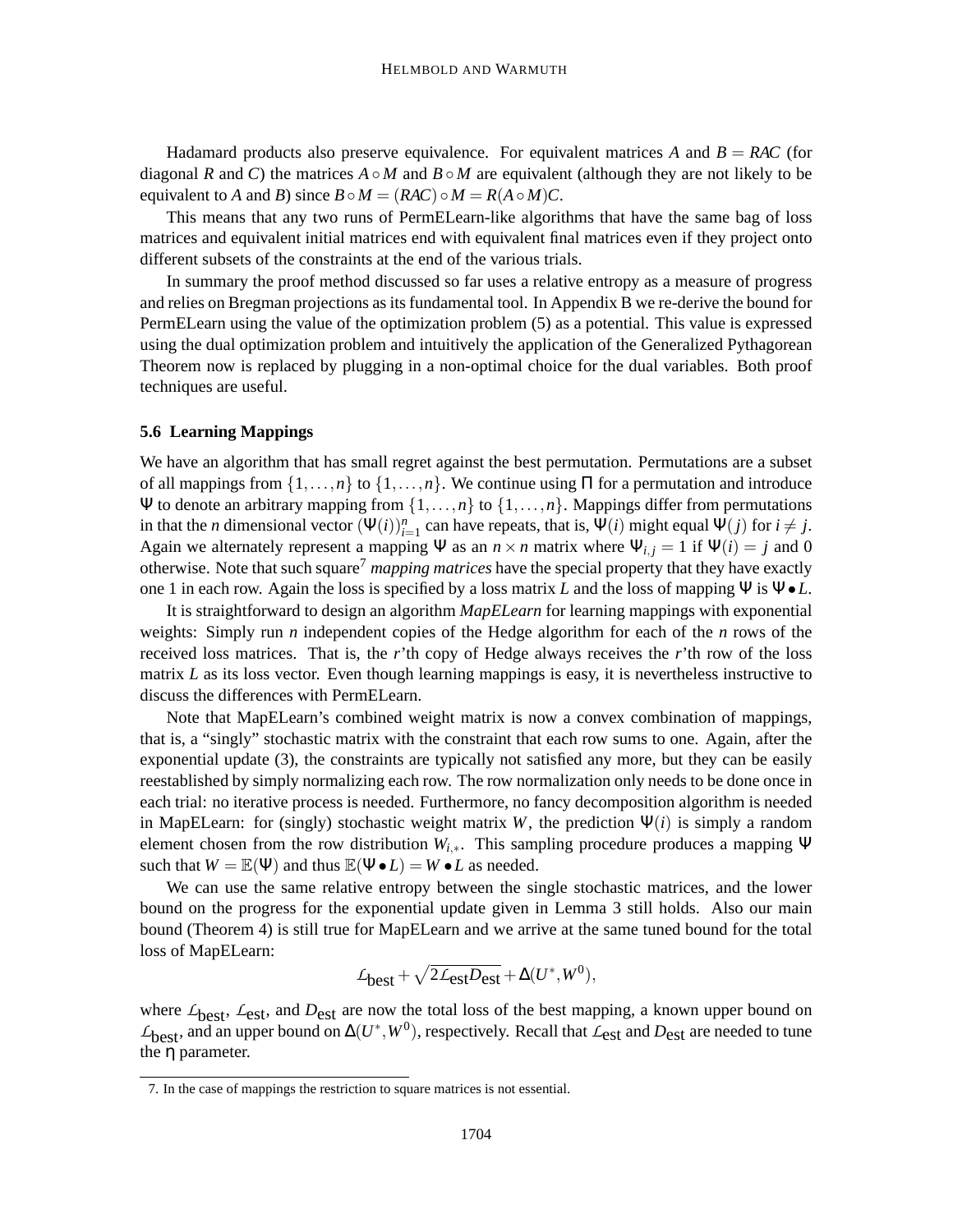Hadamard products also preserve equivalence. For equivalent matrices $A$ and $B = RAC$ (for diagonal $R$ and $C$) the matrices $A \circ M$ and $B \circ M$ are equivalent (although they are not likely to be equivalent to $A$ and $B$) since $B \circ M = (RAC) \circ M = R(A \circ M)C$.

This means that any two runs of PermELearn-like algorithms that have the same bag of loss matrices and equivalent initial matrices end with equivalent final matrices even if they project onto different subsets of the constraints at the end of the various trials.

In summary the proof method discussed so far uses a relative entropy as a measure of progress and relies on Bregman projections as its fundamental tool. In Appendix B we re-derive the bound for PermELearn using the value of the optimization problem (5) as a potential. This value is expressed using the dual optimization problem and intuitively the application of the Generalized Pythagorean Theorem now is replaced by plugging in a non-optimal choice for the dual variables. Both proof techniques are useful.

### 5.6 Learning Mappings

We have an algorithm that has small regret against the best permutation. Permutations are a subset of all mappings from $\{1, \ldots, n\}$ to $\{1, \ldots, n\}$. We continue using $\Pi$ for a permutation and introduce $\Psi$ to denote an arbitrary mapping from $\{1, \ldots, n\}$ to $\{1, \ldots, n\}$. Mappings differ from permutations in that the $n$ dimensional vector $(\Psi(i))_{i=1}^n$ can have repeats, that is, $\Psi(i)$ might equal $\Psi(j)$ for $i \neq j$. Again we alternately represent a mapping $\Psi$ as an $n \times n$ matrix where $\Psi_{i,j} = 1$ if $\Psi(i) = j$ and 0 otherwise. Note that such square[7] *mapping matrices* have the special property that they have exactly one 1 in each row. Again the loss is specified by a loss matrix $L$ and the loss of mapping $\Psi$ is $\Psi \bullet L$.

It is straightforward to design an algorithm *MapELearn* for learning mappings with exponential weights: Simply run $n$ independent copies of the Hedge algorithm for each of the $n$ rows of the received loss matrices. That is, the $r$'th copy of Hedge always receives the $r$'th row of the loss matrix $L$ as its loss vector. Even though learning mappings is easy, it is nevertheless instructive to discuss the differences with PermELearn.

Note that MapELearn's combined weight matrix is now a convex combination of mappings, that is, a "singly" stochastic matrix with the constraint that each row sums to one. Again, after the exponential update (3), the constraints are typically not satisfied any more, but they can be easily reestablished by simply normalizing each row. The row normalization only needs to be done once in each trial: no iterative process is needed. Furthermore, no fancy decomposition algorithm is needed in MapELearn: for (singly) stochastic weight matrix $W$, the prediction $\Psi(i)$ is simply a random element chosen from the row distribution $W_{i,*}$. This sampling procedure produces a mapping $\Psi$ such that $W = \mathbb{E}(\Psi)$ and thus $\mathbb{E}(\Psi \bullet L) = W \bullet L$ as needed.

We can use the same relative entropy between the single stochastic matrices, and the lower bound on the progress for the exponential update given in Lemma 3 still holds. Also our main bound (Theorem 4) is still true for MapELearn and we arrive at the same tuned bound for the total loss of MapELearn:

$$\mathcal{L}_{\text{best}} + \sqrt{2\mathcal{L}_{\text{est}} D_{\text{est}}} + \Delta(U^*, W^0),$$

where $\mathcal{L}_{\text{best}}$, $\mathcal{L}_{\text{est}}$, and $D_{\text{est}}$ are now the total loss of the best mapping, a known upper bound on $\mathcal{L}_{\text{best}}$, and an upper bound on $\Delta(U^*, W^0)$, respectively. Recall that $\mathcal{L}_{\text{est}}$ and $D_{\text{est}}$ are needed to tune the $\eta$ parameter.

7. In the case of mappings the restriction to square matrices is not essential.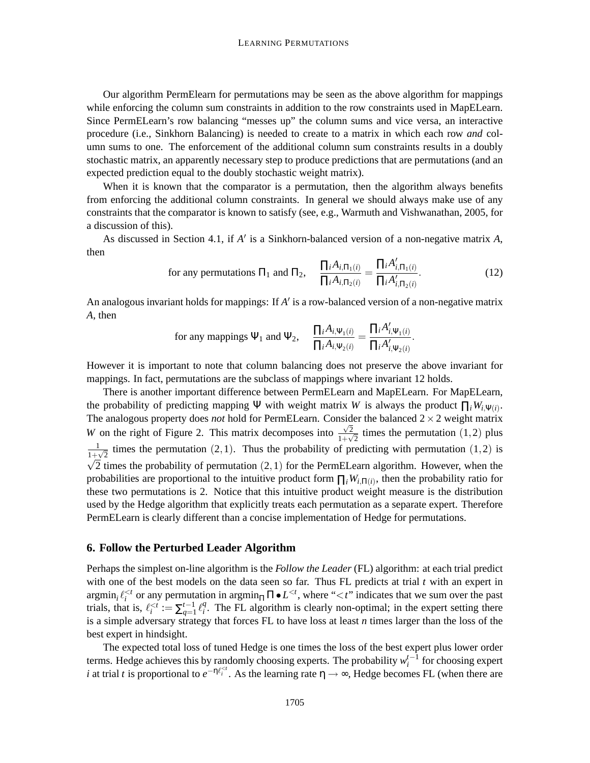Our algorithm PermElearn for permutations may be seen as the above algorithm for mappings while enforcing the column sum constraints in addition to the row constraints used in MapELEarn. Since PermELearn's row balancing "messes up" the column sums and vice versa, an interactive procedure (i.e., Sinkhorn Balancing) is needed to create to a matrix in which each row *and* column sums to one. The enforcement of the additional column sum constraints results in a doubly stochastic matrix, an apparently necessary step to produce predictions that are permutations (and an expected prediction equal to the doubly stochastic weight matrix).

When it is known that the comparator is a permutation, then the algorithm always benefits from enforcing the additional column constraints. In general we should always make use of any constraints that the comparator is known to satisfy (see, e.g., Warmuth and Vishwanathan, 2005, for a discussion of this).

As discussed in Section 4.1, if $A'$ is a Sinkhorn-balanced version of a non-negative matrix $A$, then

$$\text{for any permutations } \Pi_1 \text{ and } \Pi_2, \quad \frac{\prod_i A_{i,\Pi_1(i)}}{\prod_i A_{i,\Pi_2(i)}} = \frac{\prod_i A'_{i,\Pi_1(i)}}{\prod_i A'_{i,\Pi_2(i)}}. \tag{12}$$

An analogous invariant holds for mappings: If $A'$ is a row-balanced version of a non-negative matrix $A$, then

$$\text{for any mappings } \Psi_1 \text{ and } \Psi_2, \quad \frac{\prod_i A_{i,\Psi_1(i)}}{\prod_i A_{i,\Psi_2(i)}} = \frac{\prod_i A'_{i,\Psi_1(i)}}{\prod_i A'_{i,\Psi_2(i)}}.$$

However it is important to note that column balancing does not preserve the above invariant for mappings. In fact, permutations are the subclass of mappings where invariant 12 holds.

There is another important difference between PermELearn and MapELearn. For MapELearn, the probability of predicting mapping $\Psi$ with weight matrix $W$ is always the product $\prod_i W_{i,\Psi(i)}$. The analogous property does *not* hold for PermELearn. Consider the balanced $2 \times 2$ weight matrix $W$ on the right of Figure 2. This matrix decomposes into $\frac{\sqrt{2}}{1+\sqrt{2}}$ times the permutation $(1,2)$ plus $\frac{1}{1+\sqrt{2}}$ times the permutation $(2,1)$. Thus the probability of predicting with permutation $(1,2)$ is $\sqrt{2}$ times the probability of permutation $(2,1)$ for the PermELearn algorithm. However, when the probabilities are proportional to the intuitive product form $\prod_i W_{i,\Pi(i)}$, then the probability ratio for these two permutations is 2. Notice that this intuitive product weight measure is the distribution used by the Hedge algorithm that explicitly treats each permutation as a separate expert. Therefore PermELearn is clearly different than a concise implementation of Hedge for permutations.

## 6. Follow the Perturbed Leader Algorithm

Perhaps the simplest on-line algorithm is the *Follow the Leader* (FL) algorithm: at each trial predict with one of the best models on the data seen so far. Thus FL predicts at trial $t$ with an expert in $\text{argmin}_i\, \ell_i^{<t}$ or any permutation in $\text{argmin}_\Pi\, \Pi \bullet L^{<t}$, where "$<t$" indicates that we sum over the past trials, that is, $\ell_i^{<t} := \sum_{q=1}^{t-1} \ell_i^q$. The FL algorithm is clearly non-optimal; in the expert setting there is a simple adversary strategy that forces FL to have loss at least $n$ times larger than the loss of the best expert in hindsight.

The expected total loss of tuned Hedge is one times the loss of the best expert plus lower order terms. Hedge achieves this by randomly choosing experts. The probability $w_i^{t-1}$ for choosing expert $i$ at trial $t$ is proportional to $e^{-\eta \ell_i^{<t}}$. As the learning rate $\eta \to \infty$, Hedge becomes FL (when there are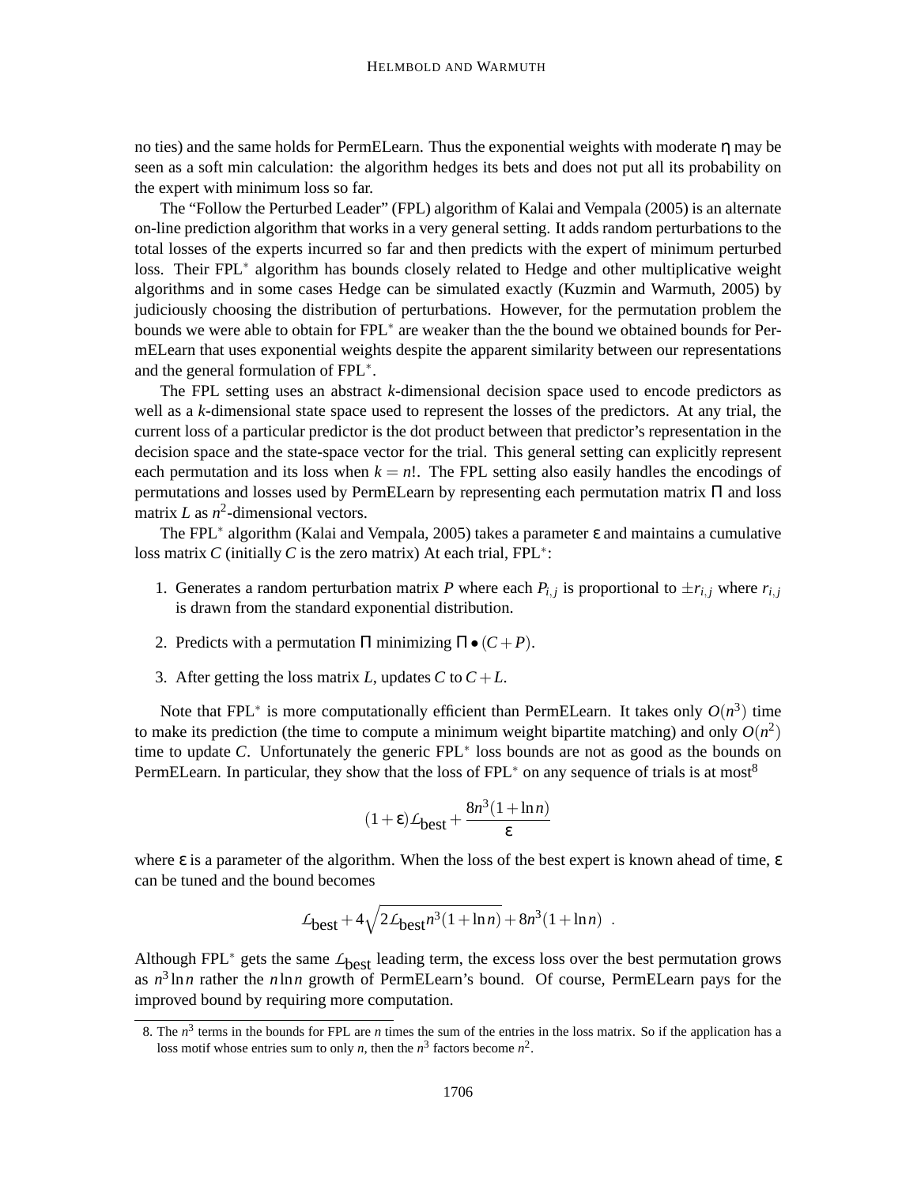no ties) and the same holds for PermELearn. Thus the exponential weights with moderate $\eta$ may be seen as a soft min calculation: the algorithm hedges its bets and does not put all its probability on the expert with minimum loss so far.

The “Follow the Perturbed Leader” (FPL) algorithm of Kalai and Vempala (2005) is an alternate on-line prediction algorithm that works in a very general setting. It adds random perturbations to the total losses of the experts incurred so far and then predicts with the expert of minimum perturbed loss. Their FPL$^*$ algorithm has bounds closely related to Hedge and other multiplicative weight algorithms and in some cases Hedge can be simulated exactly (Kuzmin and Warmuth, 2005) by judiciously choosing the distribution of perturbations. However, for the permutation problem the bounds we were able to obtain for FPL$^*$ are weaker than the the bound we obtained bounds for PermELearn that uses exponential weights despite the apparent similarity between our representations and the general formulation of FPL$^*$.

The FPL setting uses an abstract $k$-dimensional decision space used to encode predictors as well as a $k$-dimensional state space used to represent the losses of the predictors. At any trial, the current loss of a particular predictor is the dot product between that predictor's representation in the decision space and the state-space vector for the trial. This general setting can explicitly represent each permutation and its loss when $k = n!$. The FPL setting also easily handles the encodings of permutations and losses used by PermELearn by representing each permutation matrix $\Pi$ and loss matrix $L$ as $n^2$-dimensional vectors.

The FPL$^*$ algorithm (Kalai and Vempala, 2005) takes a parameter $\varepsilon$ and maintains a cumulative loss matrix $C$ (initially $C$ is the zero matrix) At each trial, FPL$^*$:

1. Generates a random perturbation matrix $P$ where each $P_{i,j}$ is proportional to $\pm r_{i,j}$ where $r_{i,j}$ is drawn from the standard exponential distribution.
2. Predicts with a permutation $\Pi$ minimizing $\Pi \bullet (C + P)$.
3. After getting the loss matrix $L$, updates $C$ to $C + L$.

Note that FPL$^*$ is more computationally efficient than PermELearn. It takes only $O(n^3)$ time to make its prediction (the time to compute a minimum weight bipartite matching) and only $O(n^2)$ time to update $C$. Unfortunately the generic FPL$^*$ loss bounds are not as good as the bounds on PermELearn. In particular, they show that the loss of FPL$^*$ on any sequence of trials is at most[8]

$$(1+\varepsilon)\mathcal{L}_{\text{best}} + \frac{8n^3(1+\ln n)}{\varepsilon}$$

where $\varepsilon$ is a parameter of the algorithm. When the loss of the best expert is known ahead of time, $\varepsilon$ can be tuned and the bound becomes

$$\mathcal{L}_{\text{best}} + 4\sqrt{2\mathcal{L}_{\text{best}} n^3(1+\ln n)} + 8n^3(1+\ln n) \ .$$

Although FPL$^*$ gets the same $\mathcal{L}_{\text{best}}$ leading term, the excess loss over the best permutation grows as $n^3 \ln n$ rather the $n \ln n$ growth of PermELearn's bound. Of course, PermELearn pays for the improved bound by requiring more computation.

8. The $n^3$ terms in the bounds for FPL are $n$ times the sum of the entries in the loss matrix. So if the application has a loss motif whose entries sum to only $n$, then the $n^3$ factors become $n^2$.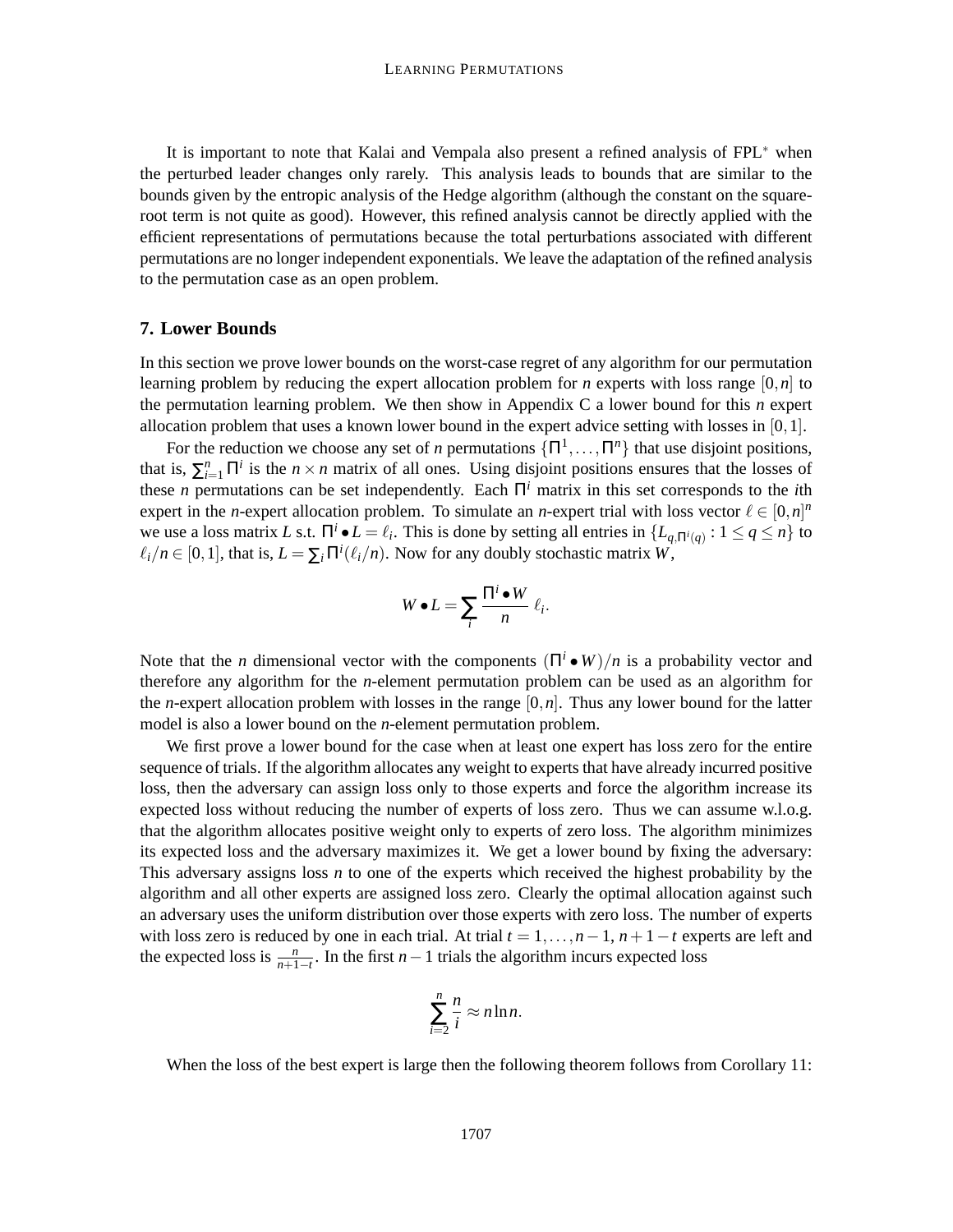It is important to note that Kalai and Vempala also present a refined analysis of FPL$^*$ when the perturbed leader changes only rarely. This analysis leads to bounds that are similar to the bounds given by the entropic analysis of the Hedge algorithm (although the constant on the square-root term is not quite as good). However, this refined analysis cannot be directly applied with the efficient representations of permutations because the total perturbations associated with different permutations are no longer independent exponentials. We leave the adaptation of the refined analysis to the permutation case as an open problem.

## 7. Lower Bounds

In this section we prove lower bounds on the worst-case regret of any algorithm for our permutation learning problem by reducing the expert allocation problem for $n$ experts with loss range $[0,n]$ to the permutation learning problem. We then show in Appendix C a lower bound for this $n$ expert allocation problem that uses a known lower bound in the expert advice setting with losses in $[0,1]$.

For the reduction we choose any set of $n$ permutations $\{\Pi^1,\dots,\Pi^n\}$ that use disjoint positions, that is, $\sum_{i=1}^n \Pi^i$ is the $n\times n$ matrix of all ones. Using disjoint positions ensures that the losses of these $n$ permutations can be set independently. Each $\Pi^i$ matrix in this set corresponds to the $i$th expert in the $n$-expert allocation problem. To simulate an $n$-expert trial with loss vector $\ell\in[0,n]^n$ we use a loss matrix $L$ s.t. $\Pi^i\bullet L=\ell_i$. This is done by setting all entries in $\{L_{q,\Pi^i(q)}:1\le q\le n\}$ to $\ell_i/n\in[0,1]$, that is, $L=\sum_i \Pi^i(\ell_i/n)$. Now for any doubly stochastic matrix $W$,

$$W\bullet L=\sum_i \frac{\Pi^i\bullet W}{n}\,\ell_i.$$

Note that the $n$ dimensional vector with the components $(\Pi^i\bullet W)/n$ is a probability vector and therefore any algorithm for the $n$-element permutation problem can be used as an algorithm for the $n$-expert allocation problem with losses in the range $[0,n]$. Thus any lower bound for the latter model is also a lower bound on the $n$-element permutation problem.

We first prove a lower bound for the case when at least one expert has loss zero for the entire sequence of trials. If the algorithm allocates any weight to experts that have already incurred positive loss, then the adversary can assign loss only to those experts and force the algorithm increase its expected loss without reducing the number of experts of loss zero. Thus we can assume w.l.o.g. that the algorithm allocates positive weight only to experts of zero loss. The algorithm minimizes its expected loss and the adversary maximizes it. We get a lower bound by fixing the adversary: This adversary assigns loss $n$ to one of the experts which received the highest probability by the algorithm and all other experts are assigned loss zero. Clearly the optimal allocation against such an adversary uses the uniform distribution over those experts with zero loss. The number of experts with loss zero is reduced by one in each trial. At trial $t=1,\dots,n-1$, $n+1-t$ experts are left and the expected loss is $\frac{n}{n+1-t}$. In the first $n-1$ trials the algorithm incurs expected loss

$$\sum_{i=2}^{n}\frac{n}{i}\approx n\ln n.$$

When the loss of the best expert is large then the following theorem follows from Corollary 11: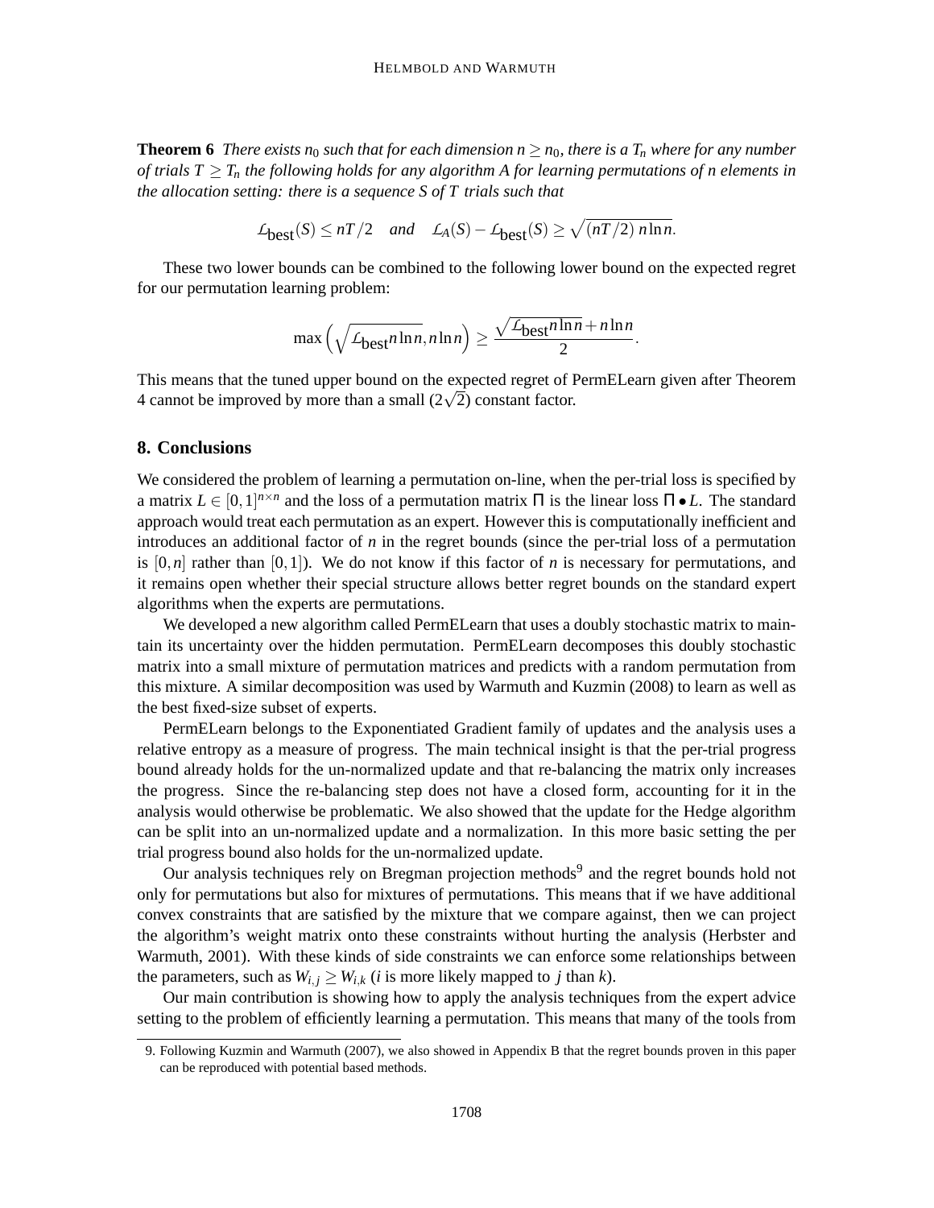**Theorem 6** *There exists $n_0$ such that for each dimension $n \geq n_0$, there is a $T_n$ where for any number of trials $T \geq T_n$ the following holds for any algorithm A for learning permutations of n elements in the allocation setting: there is a sequence S of T trials such that*

$$\mathcal{L}_{\text{best}}(S) \leq nT/2 \quad \textit{and} \quad \mathcal{L}_A(S) - \mathcal{L}_{\text{best}}(S) \geq \sqrt{(nT/2)\, n \ln n}.$$

These two lower bounds can be combined to the following lower bound on the expected regret for our permutation learning problem:

$$\max\left(\sqrt{\mathcal{L}_{\text{best}} n \ln n}, n \ln n\right) \geq \frac{\sqrt{\mathcal{L}_{\text{best}} n \ln n} + n \ln n}{2}.$$

This means that the tuned upper bound on the expected regret of PermELearn given after Theorem 4 cannot be improved by more than a small ($2\sqrt{2}$) constant factor.

## 8. Conclusions

We considered the problem of learning a permutation on-line, when the per-trial loss is specified by a matrix $L \in [0,1]^{n \times n}$ and the loss of a permutation matrix $\Pi$ is the linear loss $\Pi \bullet L$. The standard approach would treat each permutation as an expert. However this is computationally inefficient and introduces an additional factor of $n$ in the regret bounds (since the per-trial loss of a permutation is $[0,n]$ rather than $[0,1]$). We do not know if this factor of $n$ is necessary for permutations, and it remains open whether their special structure allows better regret bounds on the standard expert algorithms when the experts are permutations.

We developed a new algorithm called PermELearn that uses a doubly stochastic matrix to maintain its uncertainty over the hidden permutation. PermELearn decomposes this doubly stochastic matrix into a small mixture of permutation matrices and predicts with a random permutation from this mixture. A similar decomposition was used by Warmuth and Kuzmin (2008) to learn as well as the best fixed-size subset of experts.

PermELearn belongs to the Exponentiated Gradient family of updates and the analysis uses a relative entropy as a measure of progress. The main technical insight is that the per-trial progress bound already holds for the un-normalized update and that re-balancing the matrix only increases the progress. Since the re-balancing step does not have a closed form, accounting for it in the analysis would otherwise be problematic. We also showed that the update for the Hedge algorithm can be split into an un-normalized update and a normalization. In this more basic setting the per trial progress bound also holds for the un-normalized update.

Our analysis techniques rely on Bregman projection methods[9] and the regret bounds hold not only for permutations but also for mixtures of permutations. This means that if we have additional convex constraints that are satisfied by the mixture that we compare against, then we can project the algorithm's weight matrix onto these constraints without hurting the analysis (Herbster and Warmuth, 2001). With these kinds of side constraints we can enforce some relationships between the parameters, such as $W_{i,j} \geq W_{i,k}$ ($i$ is more likely mapped to $j$ than $k$).

Our main contribution is showing how to apply the analysis techniques from the expert advice setting to the problem of efficiently learning a permutation. This means that many of the tools from

9. Following Kuzmin and Warmuth (2007), we also showed in Appendix B that the regret bounds proven in this paper can be reproduced with potential based methods.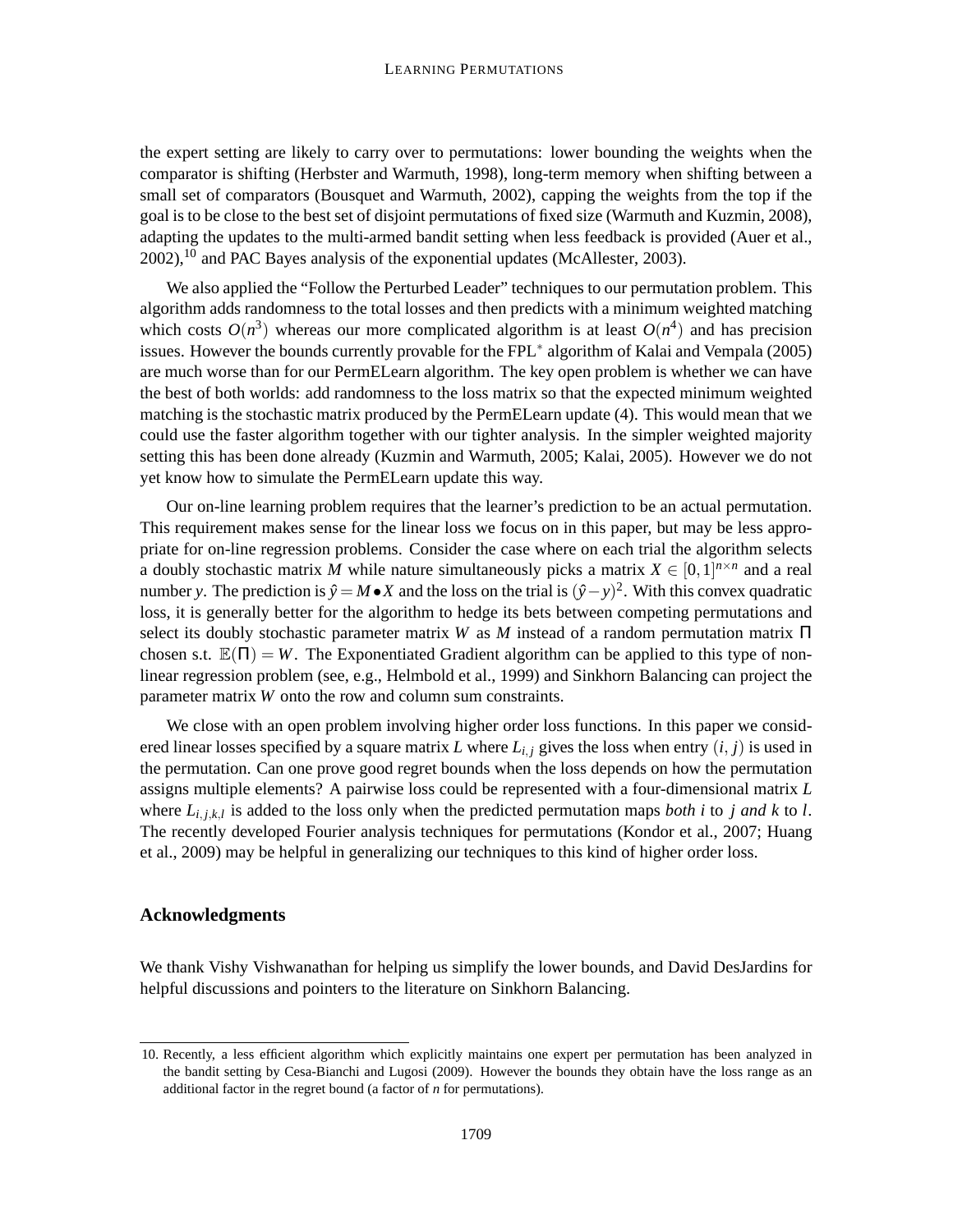the expert setting are likely to carry over to permutations: lower bounding the weights when the comparator is shifting (Herbster and Warmuth, 1998), long-term memory when shifting between a small set of comparators (Bousquet and Warmuth, 2002), capping the weights from the top if the goal is to be close to the best set of disjoint permutations of fixed size (Warmuth and Kuzmin, 2008), adapting the updates to the multi-armed bandit setting when less feedback is provided (Auer et al., 2002),[10] and PAC Bayes analysis of the exponential updates (McAllester, 2003).

We also applied the "Follow the Perturbed Leader" techniques to our permutation problem. This algorithm adds randomness to the total losses and then predicts with a minimum weighted matching which costs $O(n^3)$ whereas our more complicated algorithm is at least $O(n^4)$ and has precision issues. However the bounds currently provable for the FPL$^*$ algorithm of Kalai and Vempala (2005) are much worse than for our PermELearn algorithm. The key open problem is whether we can have the best of both worlds: add randomness to the loss matrix so that the expected minimum weighted matching is the stochastic matrix produced by the PermELearn update (4). This would mean that we could use the faster algorithm together with our tighter analysis. In the simpler weighted majority setting this has been done already (Kuzmin and Warmuth, 2005; Kalai, 2005). However we do not yet know how to simulate the PermELearn update this way.

Our on-line learning problem requires that the learner's prediction to be an actual permutation. This requirement makes sense for the linear loss we focus on in this paper, but may be less appropriate for on-line regression problems. Consider the case where on each trial the algorithm selects a doubly stochastic matrix $M$ while nature simultaneously picks a matrix $X \in [0,1]^{n \times n}$ and a real number $y$. The prediction is $\hat{y} = M \bullet X$ and the loss on the trial is $(\hat{y} - y)^2$. With this convex quadratic loss, it is generally better for the algorithm to hedge its bets between competing permutations and select its doubly stochastic parameter matrix $W$ as $M$ instead of a random permutation matrix $\Pi$ chosen s.t. $\mathbb{E}(\Pi) = W$. The Exponentiated Gradient algorithm can be applied to this type of non-linear regression problem (see, e.g., Helmbold et al., 1999) and Sinkhorn Balancing can project the parameter matrix $W$ onto the row and column sum constraints.

We close with an open problem involving higher order loss functions. In this paper we considered linear losses specified by a square matrix $L$ where $L_{i,j}$ gives the loss when entry $(i, j)$ is used in the permutation. Can one prove good regret bounds when the loss depends on how the permutation assigns multiple elements? A pairwise loss could be represented with a four-dimensional matrix $L$ where $L_{i,j,k,l}$ is added to the loss only when the predicted permutation maps *both* $i$ to $j$ *and* $k$ to $l$. The recently developed Fourier analysis techniques for permutations (Kondor et al., 2007; Huang et al., 2009) may be helpful in generalizing our techniques to this kind of higher order loss.

## Acknowledgments

We thank Vishy Vishwanathan for helping us simplify the lower bounds, and David DesJardins for helpful discussions and pointers to the literature on Sinkhorn Balancing.

10. Recently, a less efficient algorithm which explicitly maintains one expert per permutation has been analyzed in the bandit setting by Cesa-Bianchi and Lugosi (2009). However the bounds they obtain have the loss range as an additional factor in the regret bound (a factor of $n$ for permutations).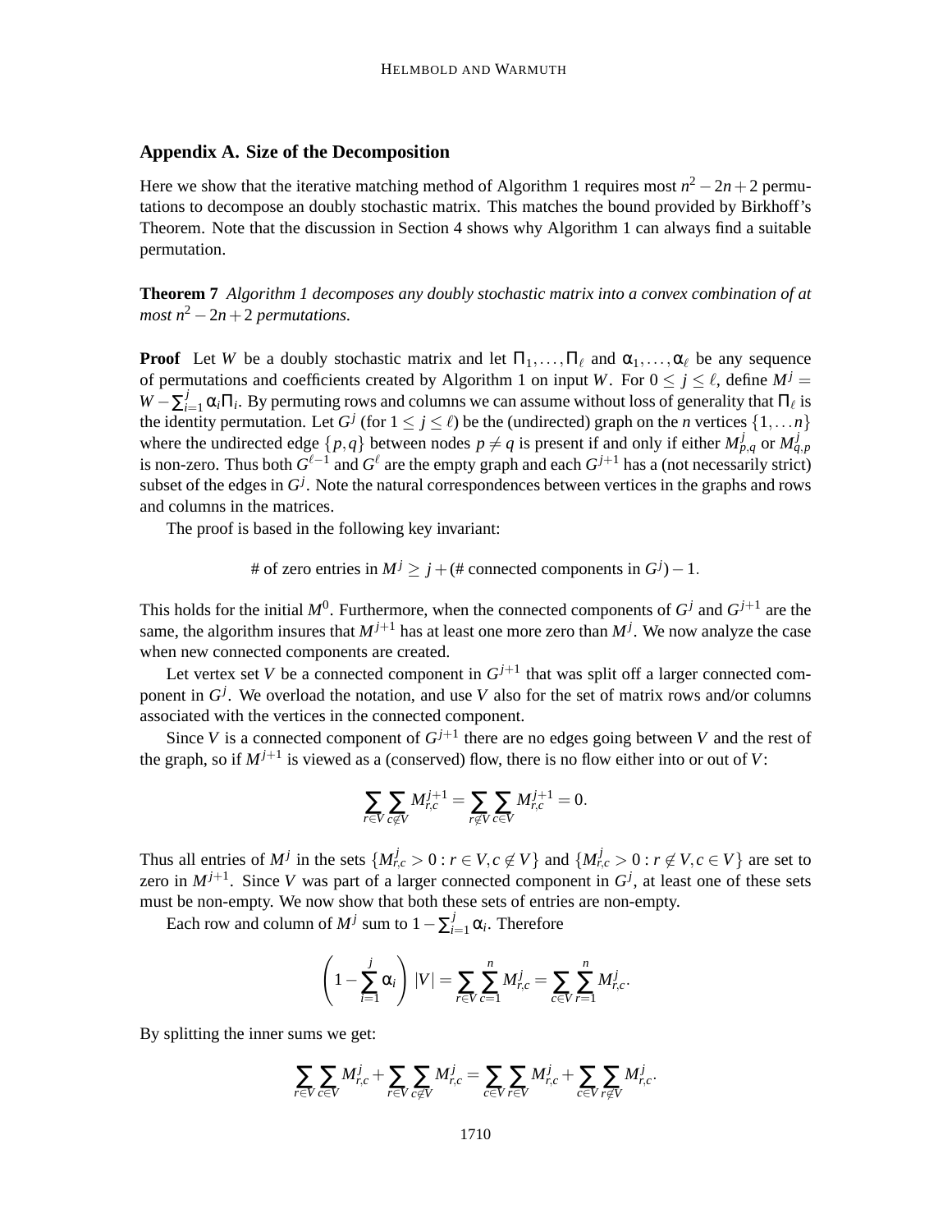## Appendix A. Size of the Decomposition

Here we show that the iterative matching method of Algorithm 1 requires most $n^2 - 2n + 2$ permutations to decompose an doubly stochastic matrix. This matches the bound provided by Birkhoff's Theorem. Note that the discussion in Section 4 shows why Algorithm 1 can always find a suitable permutation.

**Theorem 7** *Algorithm 1 decomposes any doubly stochastic matrix into a convex combination of at most $n^2 - 2n + 2$ permutations.*

**Proof** Let $W$ be a doubly stochastic matrix and let $\Pi_1, \ldots, \Pi_\ell$ and $\alpha_1, \ldots, \alpha_\ell$ be any sequence of permutations and coefficients created by Algorithm 1 on input $W$. For $0 \leq j \leq \ell$, define $M^j = W - \sum_{i=1}^{j} \alpha_i \Pi_i$. By permuting rows and columns we can assume without loss of generality that $\Pi_\ell$ is the identity permutation. Let $G^j$ (for $1 \leq j \leq \ell$) be the (undirected) graph on the $n$ vertices $\{1, \ldots n\}$ where the undirected edge $\{p, q\}$ between nodes $p \neq q$ is present if and only if either $M^j_{p,q}$ or $M^j_{q,p}$ is non-zero. Thus both $G^{\ell-1}$ and $G^\ell$ are the empty graph and each $G^{j+1}$ has a (not necessarily strict) subset of the edges in $G^j$. Note the natural correspondences between vertices in the graphs and rows and columns in the matrices.

The proof is based in the following key invariant:

$$\text{\# of zero entries in } M^j \geq j + (\text{\# connected components in } G^j) - 1.$$

This holds for the initial $M^0$. Furthermore, when the connected components of $G^j$ and $G^{j+1}$ are the same, the algorithm insures that $M^{j+1}$ has at least one more zero than $M^j$. We now analyze the case when new connected components are created.

Let vertex set $V$ be a connected component in $G^{j+1}$ that was split off a larger connected component in $G^j$. We overload the notation, and use $V$ also for the set of matrix rows and/or columns associated with the vertices in the connected component.

Since $V$ is a connected component of $G^{j+1}$ there are no edges going between $V$ and the rest of the graph, so if $M^{j+1}$ is viewed as a (conserved) flow, there is no flow either into or out of $V$:

$$\sum_{r \in V} \sum_{c \notin V} M^{j+1}_{r,c} = \sum_{r \notin V} \sum_{c \in V} M^{j+1}_{r,c} = 0.$$

Thus all entries of $M^j$ in the sets $\{M^j_{r,c} > 0 : r \in V, c \notin V\}$ and $\{M^j_{r,c} > 0 : r \notin V, c \in V\}$ are set to zero in $M^{j+1}$. Since $V$ was part of a larger connected component in $G^j$, at least one of these sets must be non-empty. We now show that both these sets of entries are non-empty.

Each row and column of $M^j$ sum to $1 - \sum_{i=1}^{j} \alpha_i$. Therefore

$$\left(1 - \sum_{i=1}^{j} \alpha_i\right) |V| = \sum_{r \in V} \sum_{c=1}^{n} M^j_{r,c} = \sum_{c \in V} \sum_{r=1}^{n} M^j_{r,c}.$$

By splitting the inner sums we get:

$$\sum_{r \in V} \sum_{c \in V} M^j_{r,c} + \sum_{r \in V} \sum_{c \notin V} M^j_{r,c} = \sum_{c \in V} \sum_{r \in V} M^j_{r,c} + \sum_{c \in V} \sum_{r \notin V} M^j_{r,c}.$$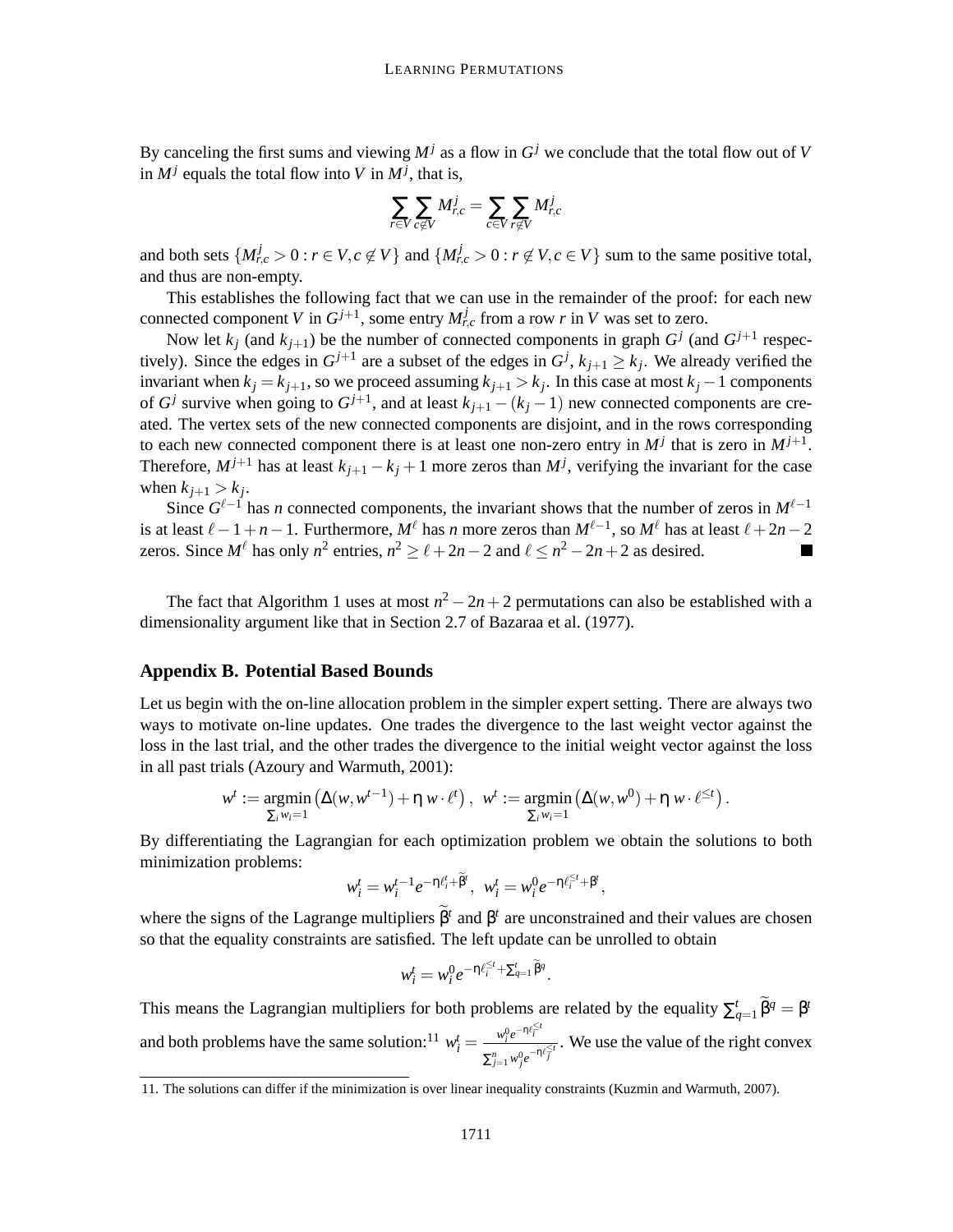By canceling the first sums and viewing $M^j$ as a flow in $G^j$ we conclude that the total flow out of $V$ in $M^j$ equals the total flow into $V$ in $M^j$, that is,

$$\sum_{r \in V} \sum_{c \notin V} M^j_{r,c} = \sum_{c \in V} \sum_{r \notin V} M^j_{r,c}$$

and both sets $\{M^j_{r,c} > 0 : r \in V, c \notin V\}$ and $\{M^j_{r,c} > 0 : r \notin V, c \in V\}$ sum to the same positive total, and thus are non-empty.

This establishes the following fact that we can use in the remainder of the proof: for each new connected component $V$ in $G^{j+1}$, some entry $M^j_{r,c}$ from a row $r$ in $V$ was set to zero.

Now let $k_j$ (and $k_{j+1}$) be the number of connected components in graph $G^j$ (and $G^{j+1}$ respectively). Since the edges in $G^{j+1}$ are a subset of the edges in $G^j$, $k_{j+1} \geq k_j$. We already verified the invariant when $k_j = k_{j+1}$, so we proceed assuming $k_{j+1} > k_j$. In this case at most $k_j - 1$ components of $G^j$ survive when going to $G^{j+1}$, and at least $k_{j+1} - (k_j - 1)$ new connected components are created. The vertex sets of the new connected components are disjoint, and in the rows corresponding to each new connected component there is at least one non-zero entry in $M^j$ that is zero in $M^{j+1}$. Therefore, $M^{j+1}$ has at least $k_{j+1} - k_j + 1$ more zeros than $M^j$, verifying the invariant for the case when $k_{j+1} > k_j$.

Since $G^{\ell-1}$ has $n$ connected components, the invariant shows that the number of zeros in $M^{\ell-1}$ is at least $\ell - 1 + n - 1$. Furthermore, $M^\ell$ has $n$ more zeros than $M^{\ell-1}$, so $M^\ell$ has at least $\ell + 2n - 2$ zeros. Since $M^\ell$ has only $n^2$ entries, $n^2 \geq \ell + 2n - 2$ and $\ell \leq n^2 - 2n + 2$ as desired. ∎

The fact that Algorithm 1 uses at most $n^2 - 2n + 2$ permutations can also be established with a dimensionality argument like that in Section 2.7 of Bazaraa et al. (1977).

## Appendix B. Potential Based Bounds

Let us begin with the on-line allocation problem in the simpler expert setting. There are always two ways to motivate on-line updates. One trades the divergence to the last weight vector against the loss in the last trial, and the other trades the divergence to the initial weight vector against the loss in all past trials (Azoury and Warmuth, 2001):

$$w^t := \operatorname*{argmin}_{\sum_i w_i = 1} \left( \Delta(w, w^{t-1}) + \eta \, w \cdot \ell^t \right), \quad w^t := \operatorname*{argmin}_{\sum_i w_i = 1} \left( \Delta(w, w^0) + \eta \, w \cdot \ell^{\leq t} \right).$$

By differentiating the Lagrangian for each optimization problem we obtain the solutions to both minimization problems:

$$w^t_i = w^{t-1}_i e^{-\eta \ell^t_i + \widetilde{\beta}^t}, \quad w^t_i = w^0_i e^{-\eta \ell^{\leq t}_i + \beta^t},$$

where the signs of the Lagrange multipliers $\widetilde{\beta}^t$ and $\beta^t$ are unconstrained and their values are chosen so that the equality constraints are satisfied. The left update can be unrolled to obtain

$$w^t_i = w^0_i e^{-\eta \ell^{\leq t}_i + \sum_{q=1}^t \widetilde{\beta}^q}.$$

This means the Lagrangian multipliers for both problems are related by the equality $\sum_{q=1}^t \widetilde{\beta}^q = \beta^t$ and both problems have the same solution:[11] $w^t_i = \frac{w^0_i e^{-\eta \ell^{\leq t}_i}}{\sum_{j=1}^n w^0_j e^{-\eta \ell^{\leq t}_j}}$. We use the value of the right convex

11. The solutions can differ if the minimization is over linear inequality constraints (Kuzmin and Warmuth, 2007).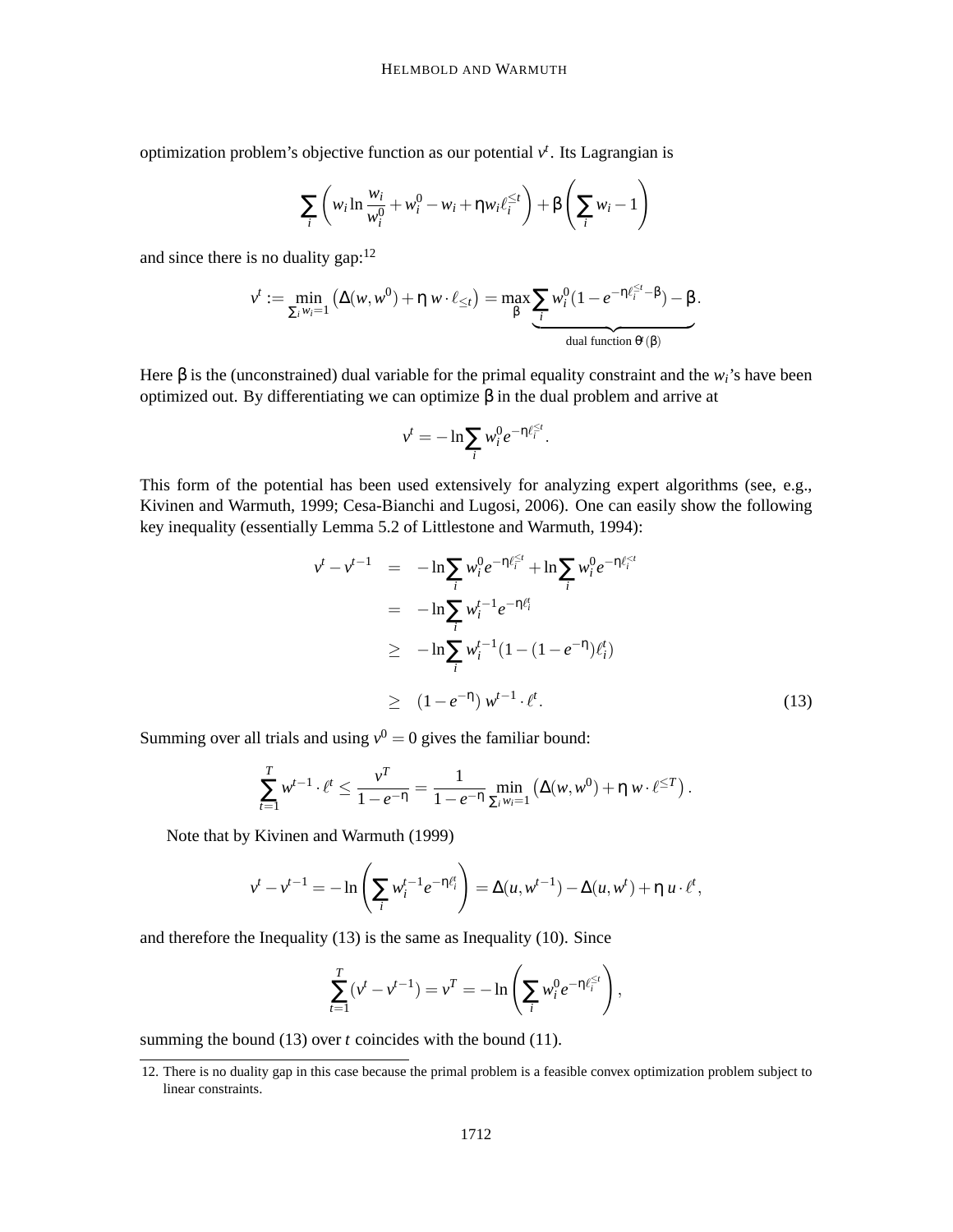optimization problem's objective function as our potential $v^t$. Its Lagrangian is

$$\sum_i \left( w_i \ln \frac{w_i}{w_i^0} + w_i^0 - w_i + \eta w_i \ell_i^{\leq t} \right) + \beta \left( \sum_i w_i - 1 \right)$$

and since there is no duality gap:[12]

$$v^t := \min_{\sum_i w_i = 1} \left( \Delta(w, w^0) + \eta \, w \cdot \ell_{\leq t} \right) = \max_\beta \underbrace{\sum_i w_i^0 (1 - e^{-\eta \ell_i^{\leq t} - \beta}) - \beta}_{\text{dual function } \theta^t(\beta)}.$$

Here $\beta$ is the (unconstrained) dual variable for the primal equality constraint and the $w_i$'s have been optimized out. By differentiating we can optimize $\beta$ in the dual problem and arrive at

$$v^t = -\ln \sum_i w_i^0 e^{-\eta \ell_i^{\leq t}}.$$

This form of the potential has been used extensively for analyzing expert algorithms (see, e.g., Kivinen and Warmuth, 1999; Cesa-Bianchi and Lugosi, 2006). One can easily show the following key inequality (essentially Lemma 5.2 of Littlestone and Warmuth, 1994):

$$\begin{aligned}
v^t - v^{t-1} &= -\ln \sum_i w_i^0 e^{-\eta \ell_i^{\leq t}} + \ln \sum_i w_i^0 e^{-\eta \ell_i^{< t}} \\
&= -\ln \sum_i w_i^{t-1} e^{-\eta \ell_i^t} \\
&\geq -\ln \sum_i w_i^{t-1} (1 - (1 - e^{-\eta}) \ell_i^t) \\
&\geq (1 - e^{-\eta}) \, w^{t-1} \cdot \ell^t. \qquad (13)
\end{aligned}$$

Summing over all trials and using $v^0 = 0$ gives the familiar bound:

$$\sum_{t=1}^T w^{t-1} \cdot \ell^t \leq \frac{v^T}{1 - e^{-\eta}} = \frac{1}{1 - e^{-\eta}} \min_{\sum_i w_i = 1} \left( \Delta(w, w^0) + \eta \, w \cdot \ell^{\leq T} \right).$$

Note that by Kivinen and Warmuth (1999)

$$v^t - v^{t-1} = -\ln \left( \sum_i w_i^{t-1} e^{-\eta \ell_i^t} \right) = \Delta(u, w^{t-1}) - \Delta(u, w^t) + \eta \, u \cdot \ell^t,$$

and therefore the Inequality (13) is the same as Inequality (10). Since

$$\sum_{t=1}^T (v^t - v^{t-1}) = v^T = -\ln \left( \sum_i w_i^0 e^{-\eta \ell_i^{\leq t}} \right),$$

summing the bound (13) over $t$ coincides with the bound (11).

12. There is no duality gap in this case because the primal problem is a feasible convex optimization problem subject to linear constraints.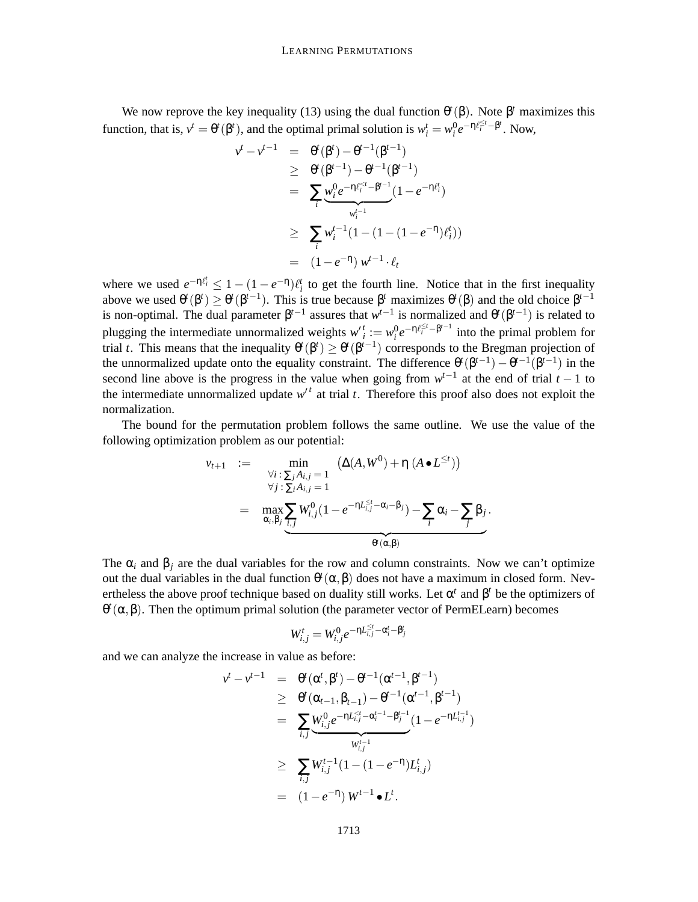We now reprove the key inequality (13) using the dual function $\theta^t(\beta)$. Note $\beta^t$ maximizes this function, that is, $v^t = \theta^t(\beta^t)$, and the optimal primal solution is $w_i^t = w_i^0 e^{-\eta \ell_i^{\leq t} - \beta^t}$. Now,

$$
\begin{aligned}
v^t - v^{t-1} &= \theta^t(\beta^t) - \theta^{t-1}(\beta^{t-1}) \\
&\geq \theta^t(\beta^{t-1}) - \theta^{t-1}(\beta^{t-1}) \\
&= \sum_i \underbrace{w_i^0 e^{-\eta \ell_i^{<t} - \beta^{t-1}}}_{w_i^{t-1}} (1 - e^{-\eta \ell_i^t}) \\
&\geq \sum_i w_i^{t-1} (1 - (1 - (1 - e^{-\eta}) \ell_i^t)) \\
&= (1 - e^{-\eta})\, w^{t-1} \cdot \ell_t
\end{aligned}
$$

where we used $e^{-\eta \ell_i^t} \leq 1 - (1 - e^{-\eta}) \ell_i^t$ to get the fourth line. Notice that in the first inequality above we used $\theta^t(\beta^t) \geq \theta^t(\beta^{t-1})$. This is true because $\beta^t$ maximizes $\theta^t(\beta)$ and the old choice $\beta^{t-1}$ is non-optimal. The dual parameter $\beta^{t-1}$ assures that $w^{t-1}$ is normalized and $\theta^t(\beta^{t-1})$ is related to plugging the intermediate unnormalized weights $w'^t_i := w_i^0 e^{-\eta \ell_i^{\leq t} - \beta^{t-1}}$ into the primal problem for trial $t$. This means that the inequality $\theta^t(\beta^t) \geq \theta^t(\beta^{t-1})$ corresponds to the Bregman projection of the unnormalized update onto the equality constraint. The difference $\theta^t(\beta^{t-1}) - \theta^{t-1}(\beta^{t-1})$ in the second line above is the progress in the value when going from $w^{t-1}$ at the end of trial $t-1$ to the intermediate unnormalized update $w'^t$ at trial $t$. Therefore this proof also does not exploit the normalization.

The bound for the permutation problem follows the same outline. We use the value of the following optimization problem as our potential:

$$
\begin{aligned}
v_{t+1} &:= \min_{\substack{\forall i: \sum_j A_{i,j} = 1 \\ \forall j: \sum_i A_{i,j} = 1}} \left( \Delta(A, W^0) + \eta\, (A \bullet L^{\leq t}) \right) \\
&= \max_{\alpha_i, \beta_j} \underbrace{\sum_{i,j} W_{i,j}^0 (1 - e^{-\eta L_{i,j}^{\leq t} - \alpha_i - \beta_j}) - \sum_i \alpha_i - \sum_j \beta_j}_{\theta^t(\alpha, \beta)} .
\end{aligned}
$$

The $\alpha_i$ and $\beta_j$ are the dual variables for the row and column constraints. Now we can't optimize out the dual variables in the dual function $\theta^t(\alpha, \beta)$ does not have a maximum in closed form. Nevertheless the above proof technique based on duality still works. Let $\alpha^t$ and $\beta^t$ be the optimizers of $\theta^t(\alpha, \beta)$. Then the optimum primal solution (the parameter vector of PermELearn) becomes

$$
W_{i,j}^t = W_{i,j}^0 e^{-\eta L_{i,j}^{\leq t} - \alpha_i^t - \beta_j^t}
$$

and we can analyze the increase in value as before:

$$
\begin{aligned}
v^t - v^{t-1} &= \theta^t(\alpha^t, \beta^t) - \theta^{t-1}(\alpha^{t-1}, \beta^{t-1}) \\
&\geq \theta^t(\alpha_{t-1}, \beta_{t-1}) - \theta^{t-1}(\alpha^{t-1}, \beta^{t-1}) \\
&= \sum_{i,j} \underbrace{W_{i,j}^0 e^{-\eta L_{i,j}^{<t} - \alpha_i^{t-1} - \beta_j^{t-1}}}_{W_{i,j}^{t-1}} (1 - e^{-\eta L_{i,j}^{t-1}}) \\
&\geq \sum_{i,j} W_{i,j}^{t-1} (1 - (1 - e^{-\eta}) L_{i,j}^t) \\
&= (1 - e^{-\eta})\, W^{t-1} \bullet L^t .
\end{aligned}
$$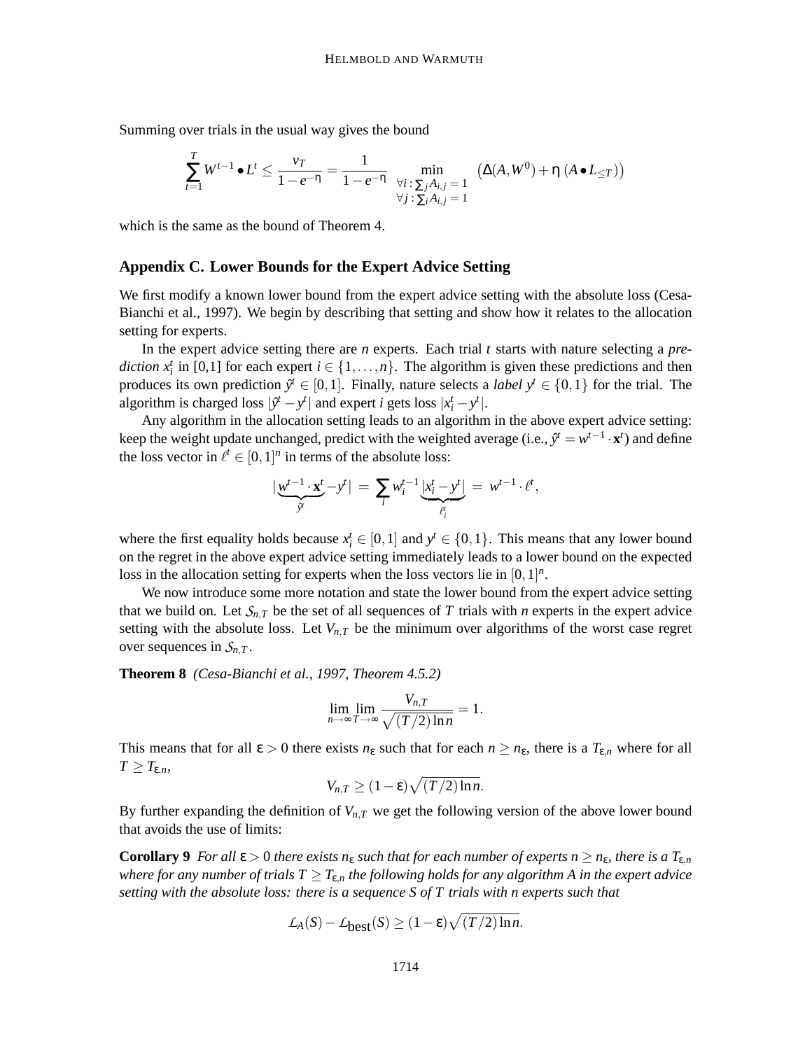Summing over trials in the usual way gives the bound

$$\sum_{t=1}^{T} W^{t-1} \bullet L^t \leq \frac{v_T}{1-e^{-\eta}} = \frac{1}{1-e^{-\eta}} \min_{\substack{\forall i: \sum_j A_{i,j}=1 \\ \forall j: \sum_i A_{i,j}=1}} \left(\Delta(A, W^0) + \eta\,(A \bullet L_{\leq T})\right)$$

which is the same as the bound of Theorem 4.

## Appendix C. Lower Bounds for the Expert Advice Setting

We first modify a known lower bound from the expert advice setting with the absolute loss (Cesa-Bianchi et al., 1997). We begin by describing that setting and show how it relates to the allocation setting for experts.

In the expert advice setting there are $n$ experts. Each trial $t$ starts with nature selecting a *prediction* $x_i^t$ in [0,1] for each expert $i \in \{1, \ldots, n\}$. The algorithm is given these predictions and then produces its own prediction $\hat{y}^t \in [0,1]$. Finally, nature selects a *label* $y^t \in \{0,1\}$ for the trial. The algorithm is charged loss $|\hat{y}^t - y^t|$ and expert $i$ gets loss $|x_i^t - y^t|$.

Any algorithm in the allocation setting leads to an algorithm in the above expert advice setting: keep the weight update unchanged, predict with the weighted average (i.e., $\hat{y}^t = w^{t-1} \cdot \mathbf{x}^t$) and define the loss vector in $\ell^t \in [0,1]^n$ in terms of the absolute loss:

$$|\underbrace{w^{t-1} \cdot \mathbf{x}^t}_{\hat{y}^t} - y^t| \;=\; \sum_i w_i^{t-1} \underbrace{|x_i^t - y^t|}_{\ell_i^t} \;=\; w^{t-1} \cdot \ell^t,$$

where the first equality holds because $x_i^t \in [0,1]$ and $y^t \in \{0,1\}$. This means that any lower bound on the regret in the above expert advice setting immediately leads to a lower bound on the expected loss in the allocation setting for experts when the loss vectors lie in $[0,1]^n$.

We now introduce some more notation and state the lower bound from the expert advice setting that we build on. Let $\mathcal{S}_{n,T}$ be the set of all sequences of $T$ trials with $n$ experts in the expert advice setting with the absolute loss. Let $V_{n,T}$ be the minimum over algorithms of the worst case regret over sequences in $\mathcal{S}_{n,T}$.

**Theorem 8** *(Cesa-Bianchi et al., 1997, Theorem 4.5.2)*

$$\lim_{n\to\infty} \lim_{T\to\infty} \frac{V_{n,T}}{\sqrt{(T/2)\ln n}} = 1.$$

This means that for all $\varepsilon > 0$ there exists $n_\varepsilon$ such that for each $n \geq n_\varepsilon$, there is a $T_{\varepsilon,n}$ where for all $T \geq T_{\varepsilon,n}$,

$$V_{n,T} \geq (1-\varepsilon)\sqrt{(T/2)\ln n}.$$

By further expanding the definition of $V_{n,T}$ we get the following version of the above lower bound that avoids the use of limits:

**Corollary 9** *For all $\varepsilon > 0$ there exists $n_\varepsilon$ such that for each number of experts $n \geq n_\varepsilon$, there is a $T_{\varepsilon,n}$ where for any number of trials $T \geq T_{\varepsilon,n}$ the following holds for any algorithm $A$ in the expert advice setting with the absolute loss: there is a sequence $S$ of $T$ trials with $n$ experts such that*

$$\mathcal{L}_A(S) - \mathcal{L}_{\text{best}}(S) \geq (1-\varepsilon)\sqrt{(T/2)\ln n}.$$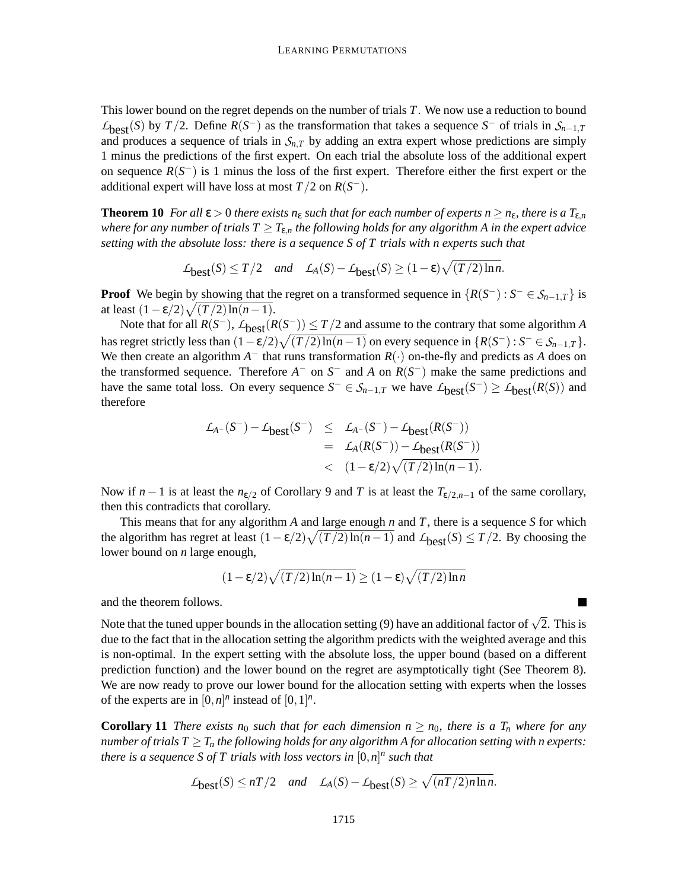This lower bound on the regret depends on the number of trials $T$. We now use a reduction to bound $\mathcal{L}_{\text{best}}(S)$ by $T/2$. Define $R(S^-)$ as the transformation that takes a sequence $S^-$ of trials in $\mathcal{S}_{n-1,T}$ and produces a sequence of trials in $\mathcal{S}_{n,T}$ by adding an extra expert whose predictions are simply 1 minus the predictions of the first expert. On each trial the absolute loss of the additional expert on sequence $R(S^-)$ is 1 minus the loss of the first expert. Therefore either the first expert or the additional expert will have loss at most $T/2$ on $R(S^-)$.

**Theorem 10** *For all $\varepsilon > 0$ there exists $n_\varepsilon$ such that for each number of experts $n \geq n_\varepsilon$, there is a $T_{\varepsilon,n}$ where for any number of trials $T \geq T_{\varepsilon,n}$ the following holds for any algorithm $A$ in the expert advice setting with the absolute loss: there is a sequence $S$ of $T$ trials with $n$ experts such that*

$$\mathcal{L}_{\text{best}}(S) \leq T/2 \quad \textit{and} \quad \mathcal{L}_A(S) - \mathcal{L}_{\text{best}}(S) \geq (1-\varepsilon)\sqrt{(T/2)\ln n}.$$

**Proof** We begin by showing that the regret on a transformed sequence in $\{R(S^-) : S^- \in \mathcal{S}_{n-1,T}\}$ is at least $(1-\varepsilon/2)\sqrt{(T/2)\ln(n-1)}$.

Note that for all $R(S^-)$, $\mathcal{L}_{\text{best}}(R(S^-)) \leq T/2$ and assume to the contrary that some algorithm $A$ has regret strictly less than $(1-\varepsilon/2)\sqrt{(T/2)\ln(n-1)}$ on every sequence in $\{R(S^-) : S^- \in \mathcal{S}_{n-1,T}\}$. We then create an algorithm $A^-$ that runs transformation $R(\cdot)$ on-the-fly and predicts as $A$ does on the transformed sequence. Therefore $A^-$ on $S^-$ and $A$ on $R(S^-)$ make the same predictions and have the same total loss. On every sequence $S^- \in \mathcal{S}_{n-1,T}$ we have $\mathcal{L}_{\text{best}}(S^-) \geq \mathcal{L}_{\text{best}}(R(S))$ and therefore

$$\begin{aligned}
\mathcal{L}_{A^-}(S^-) - \mathcal{L}_{\text{best}}(S^-) &\leq \mathcal{L}_{A^-}(S^-) - \mathcal{L}_{\text{best}}(R(S^-)) \\
&= \mathcal{L}_A(R(S^-)) - \mathcal{L}_{\text{best}}(R(S^-)) \\
&< (1-\varepsilon/2)\sqrt{(T/2)\ln(n-1)}.
\end{aligned}$$

Now if $n-1$ is at least the $n_{\varepsilon/2}$ of Corollary 9 and $T$ is at least the $T_{\varepsilon/2,n-1}$ of the same corollary, then this contradicts that corollary.

This means that for any algorithm $A$ and large enough $n$ and $T$, there is a sequence $S$ for which the algorithm has regret at least $(1-\varepsilon/2)\sqrt{(T/2)\ln(n-1)}$ and $\mathcal{L}_{\text{best}}(S) \leq T/2$. By choosing the lower bound on $n$ large enough,

$$(1-\varepsilon/2)\sqrt{(T/2)\ln(n-1)} \geq (1-\varepsilon)\sqrt{(T/2)\ln n}$$

and the theorem follows. ∎

Note that the tuned upper bounds in the allocation setting (9) have an additional factor of $\sqrt{2}$. This is due to the fact that in the allocation setting the algorithm predicts with the weighted average and this is non-optimal. In the expert setting with the absolute loss, the upper bound (based on a different prediction function) and the lower bound on the regret are asymptotically tight (See Theorem 8). We are now ready to prove our lower bound for the allocation setting with experts when the losses of the experts are in $[0,n]^n$ instead of $[0,1]^n$.

**Corollary 11** *There exists $n_0$ such that for each dimension $n \geq n_0$, there is a $T_n$ where for any number of trials $T \geq T_n$ the following holds for any algorithm $A$ for allocation setting with $n$ experts: there is a sequence $S$ of $T$ trials with loss vectors in $[0,n]^n$ such that*

$$\mathcal{L}_{\text{best}}(S) \leq nT/2 \quad \textit{and} \quad \mathcal{L}_A(S) - \mathcal{L}_{\text{best}}(S) \geq \sqrt{(nT/2)n\ln n}.$$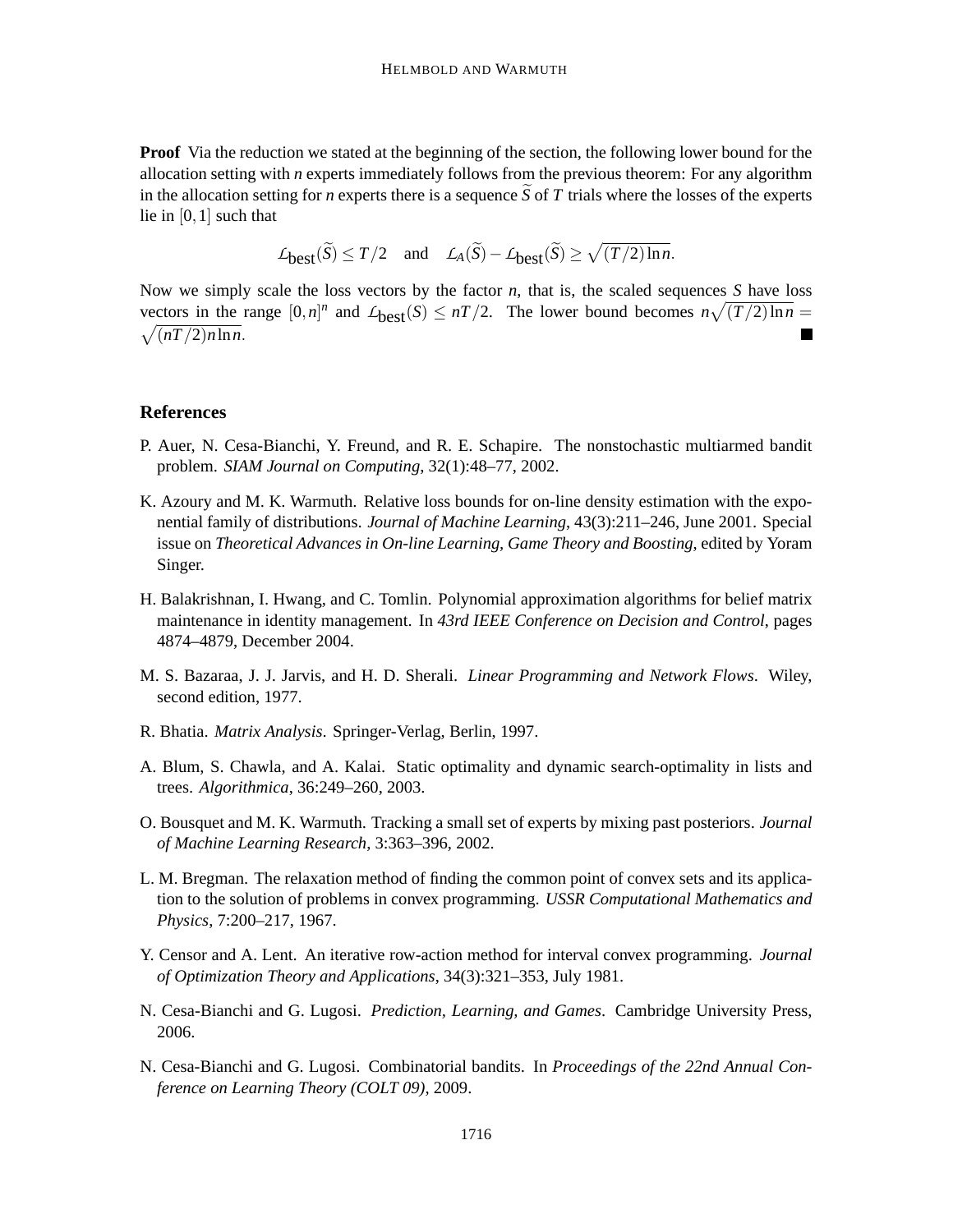**Proof** Via the reduction we stated at the beginning of the section, the following lower bound for the allocation setting with $n$ experts immediately follows from the previous theorem: For any algorithm in the allocation setting for $n$ experts there is a sequence $\widetilde{S}$ of $T$ trials where the losses of the experts lie in $[0,1]$ such that

$$\mathcal{L}_{\text{best}}(\widetilde{S}) \leq T/2 \quad \text{and} \quad \mathcal{L}_A(\widetilde{S}) - \mathcal{L}_{\text{best}}(\widetilde{S}) \geq \sqrt{(T/2)\ln n}.$$

Now we simply scale the loss vectors by the factor $n$, that is, the scaled sequences $S$ have loss vectors in the range $[0,n]^n$ and $\mathcal{L}_{\text{best}}(S) \leq nT/2$. The lower bound becomes $n\sqrt{(T/2)\ln n} = \sqrt{(nT/2)n\ln n}$. ∎

## References

P. Auer, N. Cesa-Bianchi, Y. Freund, and R. E. Schapire. The nonstochastic multiarmed bandit problem. *SIAM Journal on Computing*, 32(1):48–77, 2002.

K. Azoury and M. K. Warmuth. Relative loss bounds for on-line density estimation with the exponential family of distributions. *Journal of Machine Learning*, 43(3):211–246, June 2001. Special issue on *Theoretical Advances in On-line Learning, Game Theory and Boosting*, edited by Yoram Singer.

H. Balakrishnan, I. Hwang, and C. Tomlin. Polynomial approximation algorithms for belief matrix maintenance in identity management. In *43rd IEEE Conference on Decision and Control*, pages 4874–4879, December 2004.

M. S. Bazaraa, J. J. Jarvis, and H. D. Sherali. *Linear Programming and Network Flows*. Wiley, second edition, 1977.

R. Bhatia. *Matrix Analysis*. Springer-Verlag, Berlin, 1997.

A. Blum, S. Chawla, and A. Kalai. Static optimality and dynamic search-optimality in lists and trees. *Algorithmica*, 36:249–260, 2003.

O. Bousquet and M. K. Warmuth. Tracking a small set of experts by mixing past posteriors. *Journal of Machine Learning Research*, 3:363–396, 2002.

L. M. Bregman. The relaxation method of finding the common point of convex sets and its application to the solution of problems in convex programming. *USSR Computational Mathematics and Physics*, 7:200–217, 1967.

Y. Censor and A. Lent. An iterative row-action method for interval convex programming. *Journal of Optimization Theory and Applications*, 34(3):321–353, July 1981.

N. Cesa-Bianchi and G. Lugosi. *Prediction, Learning, and Games*. Cambridge University Press, 2006.

N. Cesa-Bianchi and G. Lugosi. Combinatorial bandits. In *Proceedings of the 22nd Annual Conference on Learning Theory (COLT 09)*, 2009.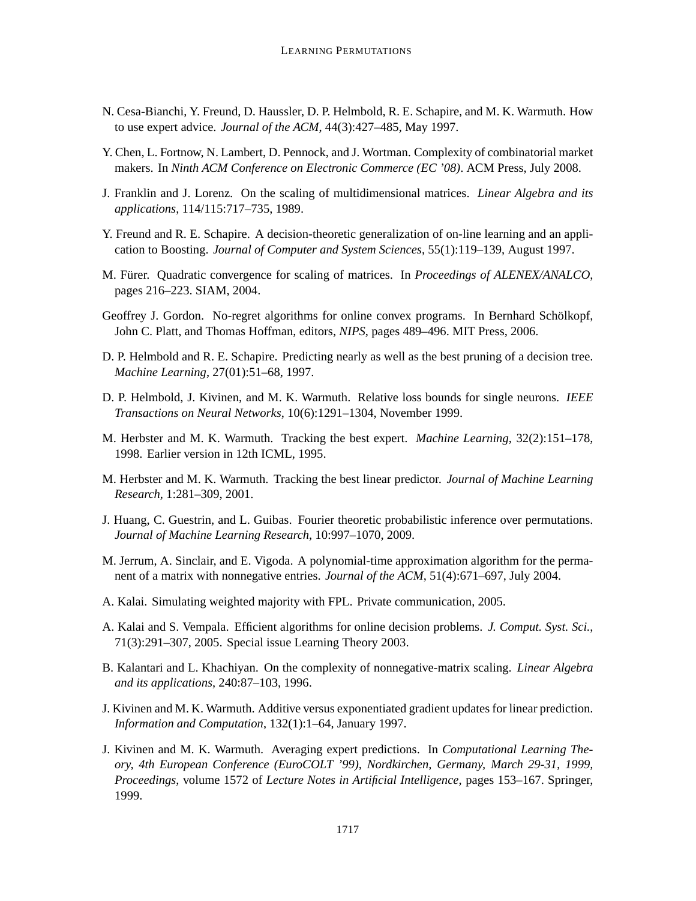N. Cesa-Bianchi, Y. Freund, D. Haussler, D. P. Helmbold, R. E. Schapire, and M. K. Warmuth. How to use expert advice. *Journal of the ACM*, 44(3):427–485, May 1997.

Y. Chen, L. Fortnow, N. Lambert, D. Pennock, and J. Wortman. Complexity of combinatorial market makers. In *Ninth ACM Conference on Electronic Commerce (EC '08)*. ACM Press, July 2008.

J. Franklin and J. Lorenz. On the scaling of multidimensional matrices. *Linear Algebra and its applications*, 114/115:717–735, 1989.

Y. Freund and R. E. Schapire. A decision-theoretic generalization of on-line learning and an application to Boosting. *Journal of Computer and System Sciences*, 55(1):119–139, August 1997.

M. Fürer. Quadratic convergence for scaling of matrices. In *Proceedings of ALENEX/ANALCO*, pages 216–223. SIAM, 2004.

Geoffrey J. Gordon. No-regret algorithms for online convex programs. In Bernhard Schölkopf, John C. Platt, and Thomas Hoffman, editors, *NIPS*, pages 489–496. MIT Press, 2006.

D. P. Helmbold and R. E. Schapire. Predicting nearly as well as the best pruning of a decision tree. *Machine Learning*, 27(01):51–68, 1997.

D. P. Helmbold, J. Kivinen, and M. K. Warmuth. Relative loss bounds for single neurons. *IEEE Transactions on Neural Networks*, 10(6):1291–1304, November 1999.

M. Herbster and M. K. Warmuth. Tracking the best expert. *Machine Learning*, 32(2):151–178, 1998. Earlier version in 12th ICML, 1995.

M. Herbster and M. K. Warmuth. Tracking the best linear predictor. *Journal of Machine Learning Research*, 1:281–309, 2001.

J. Huang, C. Guestrin, and L. Guibas. Fourier theoretic probabilistic inference over permutations. *Journal of Machine Learning Research*, 10:997–1070, 2009.

M. Jerrum, A. Sinclair, and E. Vigoda. A polynomial-time approximation algorithm for the permanent of a matrix with nonnegative entries. *Journal of the ACM*, 51(4):671–697, July 2004.

A. Kalai. Simulating weighted majority with FPL. Private communication, 2005.

A. Kalai and S. Vempala. Efficient algorithms for online decision problems. *J. Comput. Syst. Sci.*, 71(3):291–307, 2005. Special issue Learning Theory 2003.

B. Kalantari and L. Khachiyan. On the complexity of nonnegative-matrix scaling. *Linear Algebra and its applications*, 240:87–103, 1996.

J. Kivinen and M. K. Warmuth. Additive versus exponentiated gradient updates for linear prediction. *Information and Computation*, 132(1):1–64, January 1997.

J. Kivinen and M. K. Warmuth. Averaging expert predictions. In *Computational Learning Theory, 4th European Conference (EuroCOLT '99), Nordkirchen, Germany, March 29-31, 1999, Proceedings*, volume 1572 of *Lecture Notes in Artificial Intelligence*, pages 153–167. Springer, 1999.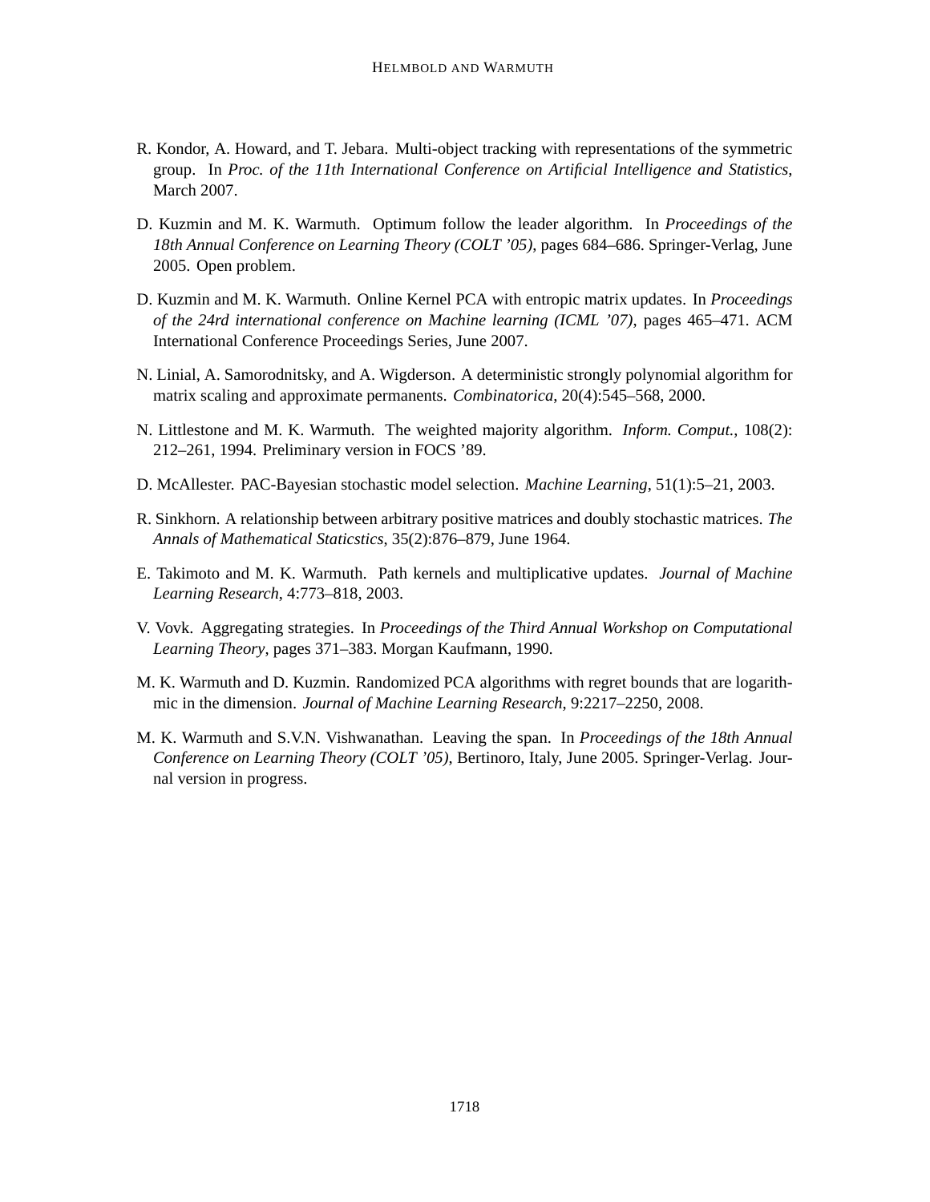R. Kondor, A. Howard, and T. Jebara. Multi-object tracking with representations of the symmetric group. In *Proc. of the 11th International Conference on Artificial Intelligence and Statistics*, March 2007.

D. Kuzmin and M. K. Warmuth. Optimum follow the leader algorithm. In *Proceedings of the 18th Annual Conference on Learning Theory (COLT '05)*, pages 684–686. Springer-Verlag, June 2005. Open problem.

D. Kuzmin and M. K. Warmuth. Online Kernel PCA with entropic matrix updates. In *Proceedings of the 24rd international conference on Machine learning (ICML '07)*, pages 465–471. ACM International Conference Proceedings Series, June 2007.

N. Linial, A. Samorodnitsky, and A. Wigderson. A deterministic strongly polynomial algorithm for matrix scaling and approximate permanents. *Combinatorica*, 20(4):545–568, 2000.

N. Littlestone and M. K. Warmuth. The weighted majority algorithm. *Inform. Comput.*, 108(2): 212–261, 1994. Preliminary version in FOCS '89.

D. McAllester. PAC-Bayesian stochastic model selection. *Machine Learning*, 51(1):5–21, 2003.

R. Sinkhorn. A relationship between arbitrary positive matrices and doubly stochastic matrices. *The Annals of Mathematical Staticstics*, 35(2):876–879, June 1964.

E. Takimoto and M. K. Warmuth. Path kernels and multiplicative updates. *Journal of Machine Learning Research*, 4:773–818, 2003.

V. Vovk. Aggregating strategies. In *Proceedings of the Third Annual Workshop on Computational Learning Theory*, pages 371–383. Morgan Kaufmann, 1990.

M. K. Warmuth and D. Kuzmin. Randomized PCA algorithms with regret bounds that are logarithmic in the dimension. *Journal of Machine Learning Research*, 9:2217–2250, 2008.

M. K. Warmuth and S.V.N. Vishwanathan. Leaving the span. In *Proceedings of the 18th Annual Conference on Learning Theory (COLT '05)*, Bertinoro, Italy, June 2005. Springer-Verlag. Journal version in progress.